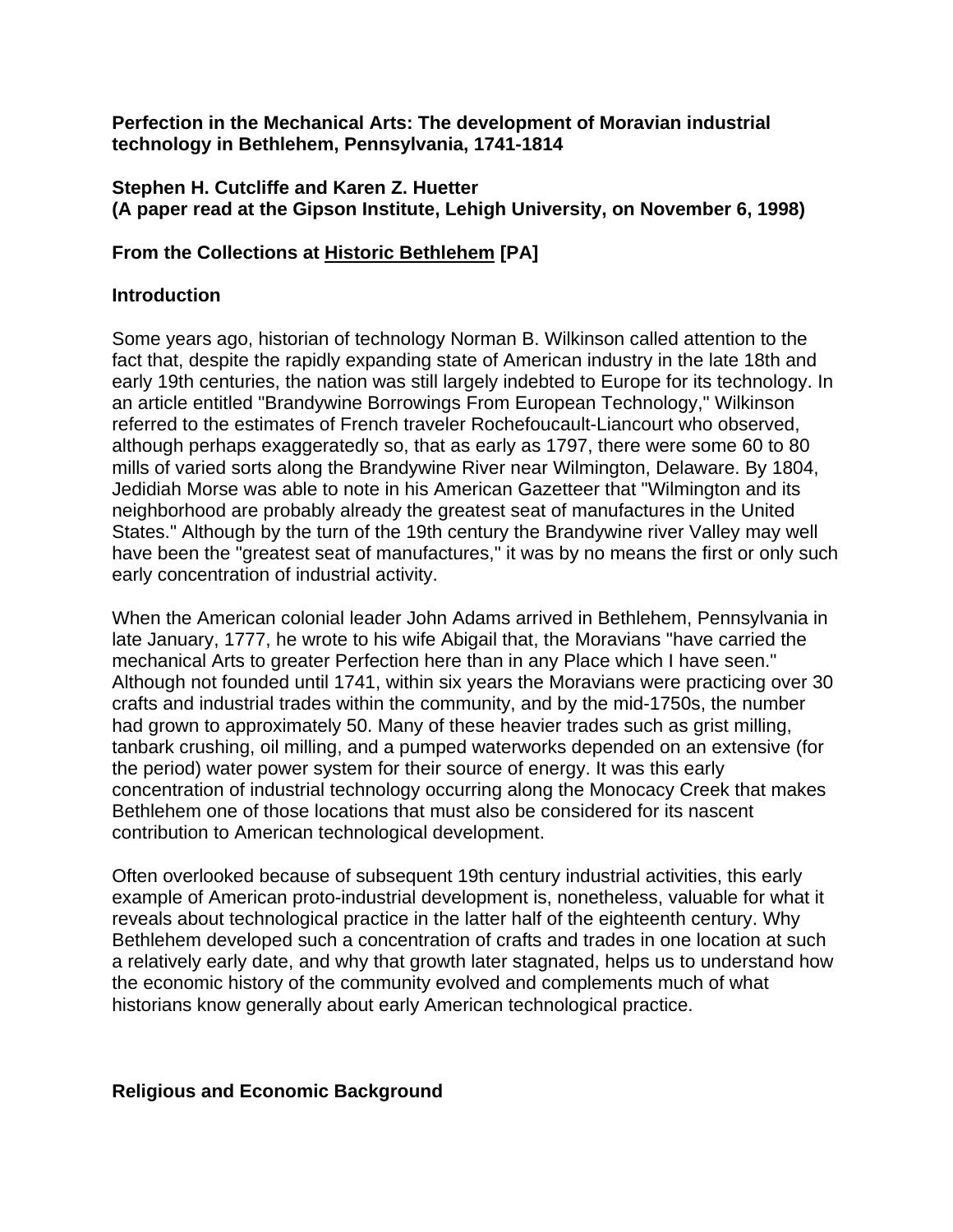**Perfection in the Mechanical Arts: The development of Moravian industrial technology in Bethlehem, Pennsylvania, 1741-1814**

**Stephen H. Cutcliffe and Karen Z. Huetter**
**(A paper read at the Gipson Institute, Lehigh University, on November 6, 1998)**

**From the Collections at Historic Bethlehem [PA]**

## Introduction

Some years ago, historian of technology Norman B. Wilkinson called attention to the fact that, despite the rapidly expanding state of American industry in the late 18th and early 19th centuries, the nation was still largely indebted to Europe for its technology. In an article entitled "Brandywine Borrowings From European Technology," Wilkinson referred to the estimates of French traveler Rochefoucault-Liancourt who observed, although perhaps exaggeratedly so, that as early as 1797, there were some 60 to 80 mills of varied sorts along the Brandywine River near Wilmington, Delaware. By 1804, Jedidiah Morse was able to note in his American Gazetteer that "Wilmington and its neighborhood are probably already the greatest seat of manufactures in the United States." Although by the turn of the 19th century the Brandywine river Valley may well have been the "greatest seat of manufactures," it was by no means the first or only such early concentration of industrial activity.

When the American colonial leader John Adams arrived in Bethlehem, Pennsylvania in late January, 1777, he wrote to his wife Abigail that, the Moravians "have carried the mechanical Arts to greater Perfection here than in any Place which I have seen." Although not founded until 1741, within six years the Moravians were practicing over 30 crafts and industrial trades within the community, and by the mid-1750s, the number had grown to approximately 50. Many of these heavier trades such as grist milling, tanbark crushing, oil milling, and a pumped waterworks depended on an extensive (for the period) water power system for their source of energy. It was this early concentration of industrial technology occurring along the Monocacy Creek that makes Bethlehem one of those locations that must also be considered for its nascent contribution to American technological development.

Often overlooked because of subsequent 19th century industrial activities, this early example of American proto-industrial development is, nonetheless, valuable for what it reveals about technological practice in the latter half of the eighteenth century. Why Bethlehem developed such a concentration of crafts and trades in one location at such a relatively early date, and why that growth later stagnated, helps us to understand how the economic history of the community evolved and complements much of what historians know generally about early American technological practice.

## Religious and Economic Background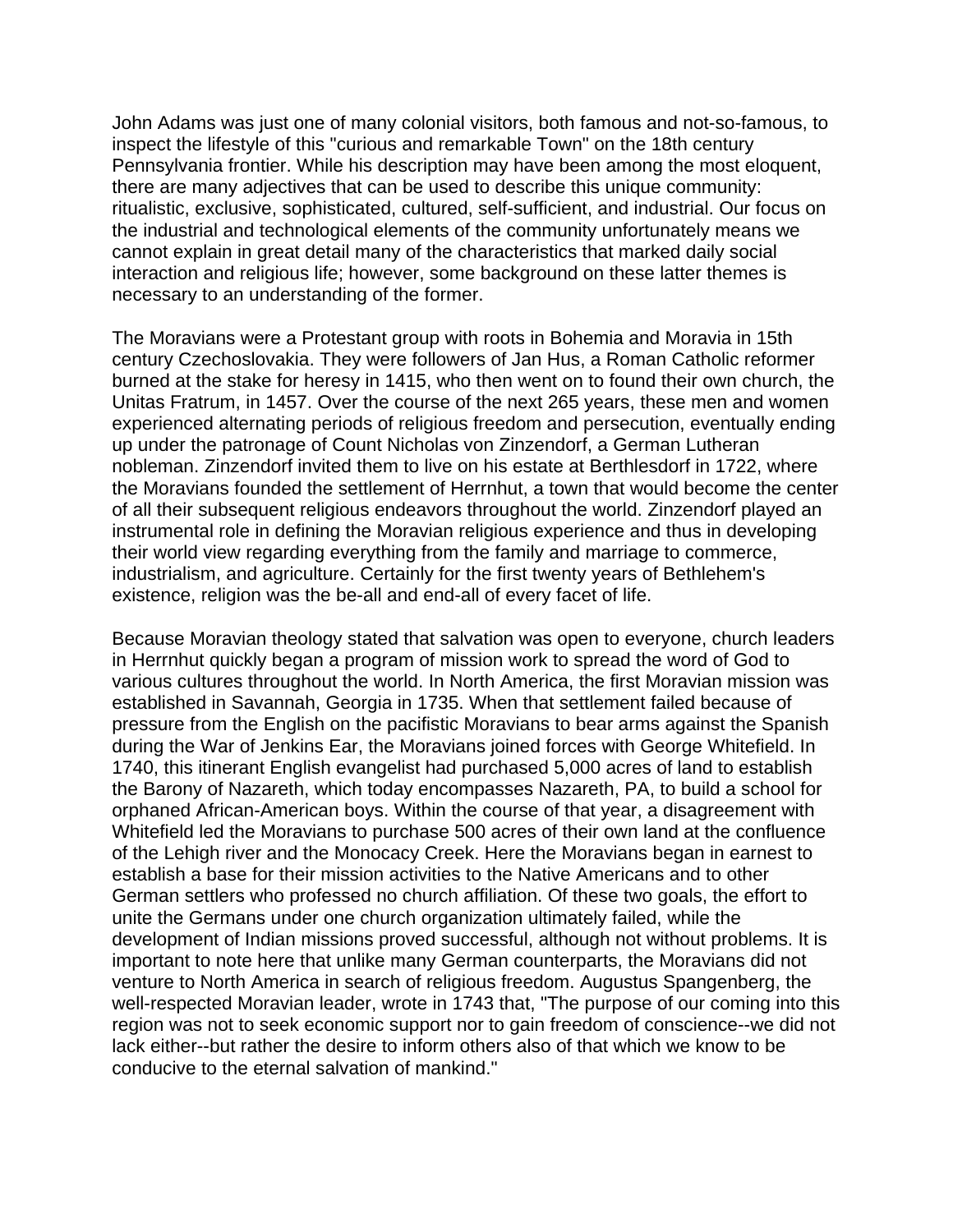John Adams was just one of many colonial visitors, both famous and not-so-famous, to inspect the lifestyle of this "curious and remarkable Town" on the 18th century Pennsylvania frontier. While his description may have been among the most eloquent, there are many adjectives that can be used to describe this unique community: ritualistic, exclusive, sophisticated, cultured, self-sufficient, and industrial. Our focus on the industrial and technological elements of the community unfortunately means we cannot explain in great detail many of the characteristics that marked daily social interaction and religious life; however, some background on these latter themes is necessary to an understanding of the former.

The Moravians were a Protestant group with roots in Bohemia and Moravia in 15th century Czechoslovakia. They were followers of Jan Hus, a Roman Catholic reformer burned at the stake for heresy in 1415, who then went on to found their own church, the Unitas Fratrum, in 1457. Over the course of the next 265 years, these men and women experienced alternating periods of religious freedom and persecution, eventually ending up under the patronage of Count Nicholas von Zinzendorf, a German Lutheran nobleman. Zinzendorf invited them to live on his estate at Berthlesdorf in 1722, where the Moravians founded the settlement of Herrnhut, a town that would become the center of all their subsequent religious endeavors throughout the world. Zinzendorf played an instrumental role in defining the Moravian religious experience and thus in developing their world view regarding everything from the family and marriage to commerce, industrialism, and agriculture. Certainly for the first twenty years of Bethlehem's existence, religion was the be-all and end-all of every facet of life.

Because Moravian theology stated that salvation was open to everyone, church leaders in Herrnhut quickly began a program of mission work to spread the word of God to various cultures throughout the world. In North America, the first Moravian mission was established in Savannah, Georgia in 1735. When that settlement failed because of pressure from the English on the pacifistic Moravians to bear arms against the Spanish during the War of Jenkins Ear, the Moravians joined forces with George Whitefield. In 1740, this itinerant English evangelist had purchased 5,000 acres of land to establish the Barony of Nazareth, which today encompasses Nazareth, PA, to build a school for orphaned African-American boys. Within the course of that year, a disagreement with Whitefield led the Moravians to purchase 500 acres of their own land at the confluence of the Lehigh river and the Monocacy Creek. Here the Moravians began in earnest to establish a base for their mission activities to the Native Americans and to other German settlers who professed no church affiliation. Of these two goals, the effort to unite the Germans under one church organization ultimately failed, while the development of Indian missions proved successful, although not without problems. It is important to note here that unlike many German counterparts, the Moravians did not venture to North America in search of religious freedom. Augustus Spangenberg, the well-respected Moravian leader, wrote in 1743 that, "The purpose of our coming into this region was not to seek economic support nor to gain freedom of conscience--we did not lack either--but rather the desire to inform others also of that which we know to be conducive to the eternal salvation of mankind."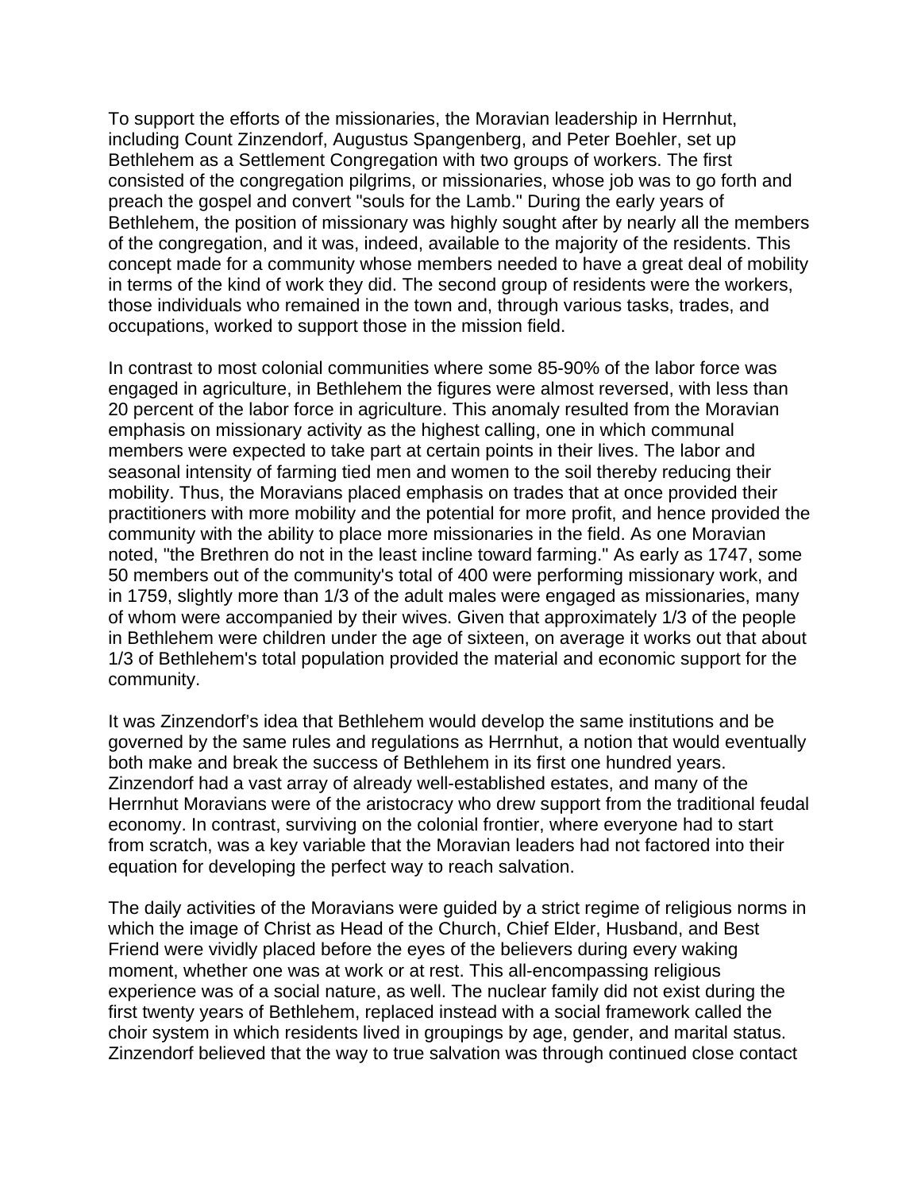To support the efforts of the missionaries, the Moravian leadership in Herrnhut, including Count Zinzendorf, Augustus Spangenberg, and Peter Boehler, set up Bethlehem as a Settlement Congregation with two groups of workers. The first consisted of the congregation pilgrims, or missionaries, whose job was to go forth and preach the gospel and convert "souls for the Lamb." During the early years of Bethlehem, the position of missionary was highly sought after by nearly all the members of the congregation, and it was, indeed, available to the majority of the residents. This concept made for a community whose members needed to have a great deal of mobility in terms of the kind of work they did. The second group of residents were the workers, those individuals who remained in the town and, through various tasks, trades, and occupations, worked to support those in the mission field.

In contrast to most colonial communities where some 85-90% of the labor force was engaged in agriculture, in Bethlehem the figures were almost reversed, with less than 20 percent of the labor force in agriculture. This anomaly resulted from the Moravian emphasis on missionary activity as the highest calling, one in which communal members were expected to take part at certain points in their lives. The labor and seasonal intensity of farming tied men and women to the soil thereby reducing their mobility. Thus, the Moravians placed emphasis on trades that at once provided their practitioners with more mobility and the potential for more profit, and hence provided the community with the ability to place more missionaries in the field. As one Moravian noted, "the Brethren do not in the least incline toward farming." As early as 1747, some 50 members out of the community's total of 400 were performing missionary work, and in 1759, slightly more than 1/3 of the adult males were engaged as missionaries, many of whom were accompanied by their wives. Given that approximately 1/3 of the people in Bethlehem were children under the age of sixteen, on average it works out that about 1/3 of Bethlehem's total population provided the material and economic support for the community.

It was Zinzendorf's idea that Bethlehem would develop the same institutions and be governed by the same rules and regulations as Herrnhut, a notion that would eventually both make and break the success of Bethlehem in its first one hundred years. Zinzendorf had a vast array of already well-established estates, and many of the Herrnhut Moravians were of the aristocracy who drew support from the traditional feudal economy. In contrast, surviving on the colonial frontier, where everyone had to start from scratch, was a key variable that the Moravian leaders had not factored into their equation for developing the perfect way to reach salvation.

The daily activities of the Moravians were guided by a strict regime of religious norms in which the image of Christ as Head of the Church, Chief Elder, Husband, and Best Friend were vividly placed before the eyes of the believers during every waking moment, whether one was at work or at rest. This all-encompassing religious experience was of a social nature, as well. The nuclear family did not exist during the first twenty years of Bethlehem, replaced instead with a social framework called the choir system in which residents lived in groupings by age, gender, and marital status. Zinzendorf believed that the way to true salvation was through continued close contact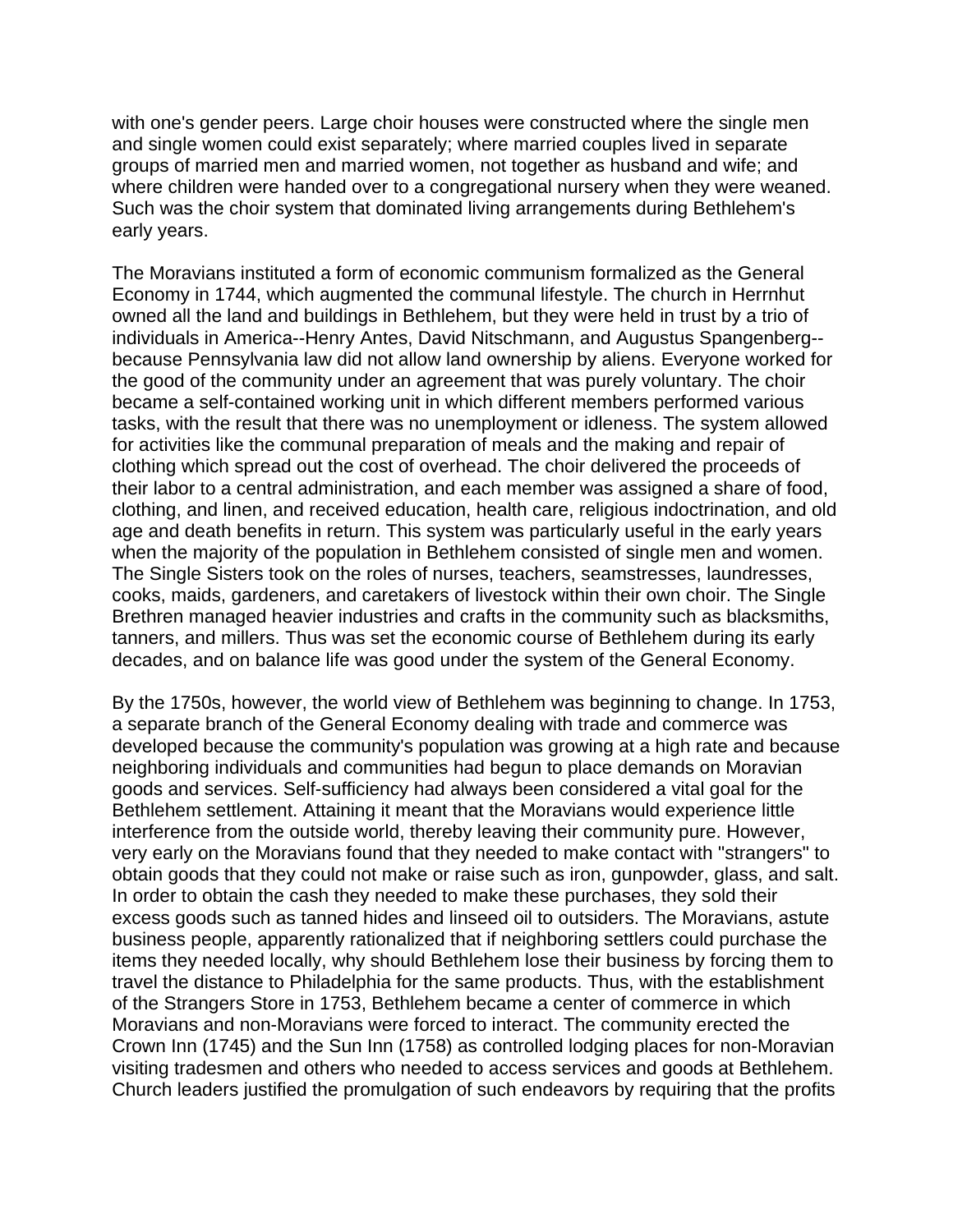with one's gender peers. Large choir houses were constructed where the single men and single women could exist separately; where married couples lived in separate groups of married men and married women, not together as husband and wife; and where children were handed over to a congregational nursery when they were weaned. Such was the choir system that dominated living arrangements during Bethlehem's early years.

The Moravians instituted a form of economic communism formalized as the General Economy in 1744, which augmented the communal lifestyle. The church in Herrnhut owned all the land and buildings in Bethlehem, but they were held in trust by a trio of individuals in America--Henry Antes, David Nitschmann, and Augustus Spangenberg--because Pennsylvania law did not allow land ownership by aliens. Everyone worked for the good of the community under an agreement that was purely voluntary. The choir became a self-contained working unit in which different members performed various tasks, with the result that there was no unemployment or idleness. The system allowed for activities like the communal preparation of meals and the making and repair of clothing which spread out the cost of overhead. The choir delivered the proceeds of their labor to a central administration, and each member was assigned a share of food, clothing, and linen, and received education, health care, religious indoctrination, and old age and death benefits in return. This system was particularly useful in the early years when the majority of the population in Bethlehem consisted of single men and women. The Single Sisters took on the roles of nurses, teachers, seamstresses, laundresses, cooks, maids, gardeners, and caretakers of livestock within their own choir. The Single Brethren managed heavier industries and crafts in the community such as blacksmiths, tanners, and millers. Thus was set the economic course of Bethlehem during its early decades, and on balance life was good under the system of the General Economy.

By the 1750s, however, the world view of Bethlehem was beginning to change. In 1753, a separate branch of the General Economy dealing with trade and commerce was developed because the community's population was growing at a high rate and because neighboring individuals and communities had begun to place demands on Moravian goods and services. Self-sufficiency had always been considered a vital goal for the Bethlehem settlement. Attaining it meant that the Moravians would experience little interference from the outside world, thereby leaving their community pure. However, very early on the Moravians found that they needed to make contact with "strangers" to obtain goods that they could not make or raise such as iron, gunpowder, glass, and salt. In order to obtain the cash they needed to make these purchases, they sold their excess goods such as tanned hides and linseed oil to outsiders. The Moravians, astute business people, apparently rationalized that if neighboring settlers could purchase the items they needed locally, why should Bethlehem lose their business by forcing them to travel the distance to Philadelphia for the same products. Thus, with the establishment of the Strangers Store in 1753, Bethlehem became a center of commerce in which Moravians and non-Moravians were forced to interact. The community erected the Crown Inn (1745) and the Sun Inn (1758) as controlled lodging places for non-Moravian visiting tradesmen and others who needed to access services and goods at Bethlehem. Church leaders justified the promulgation of such endeavors by requiring that the profits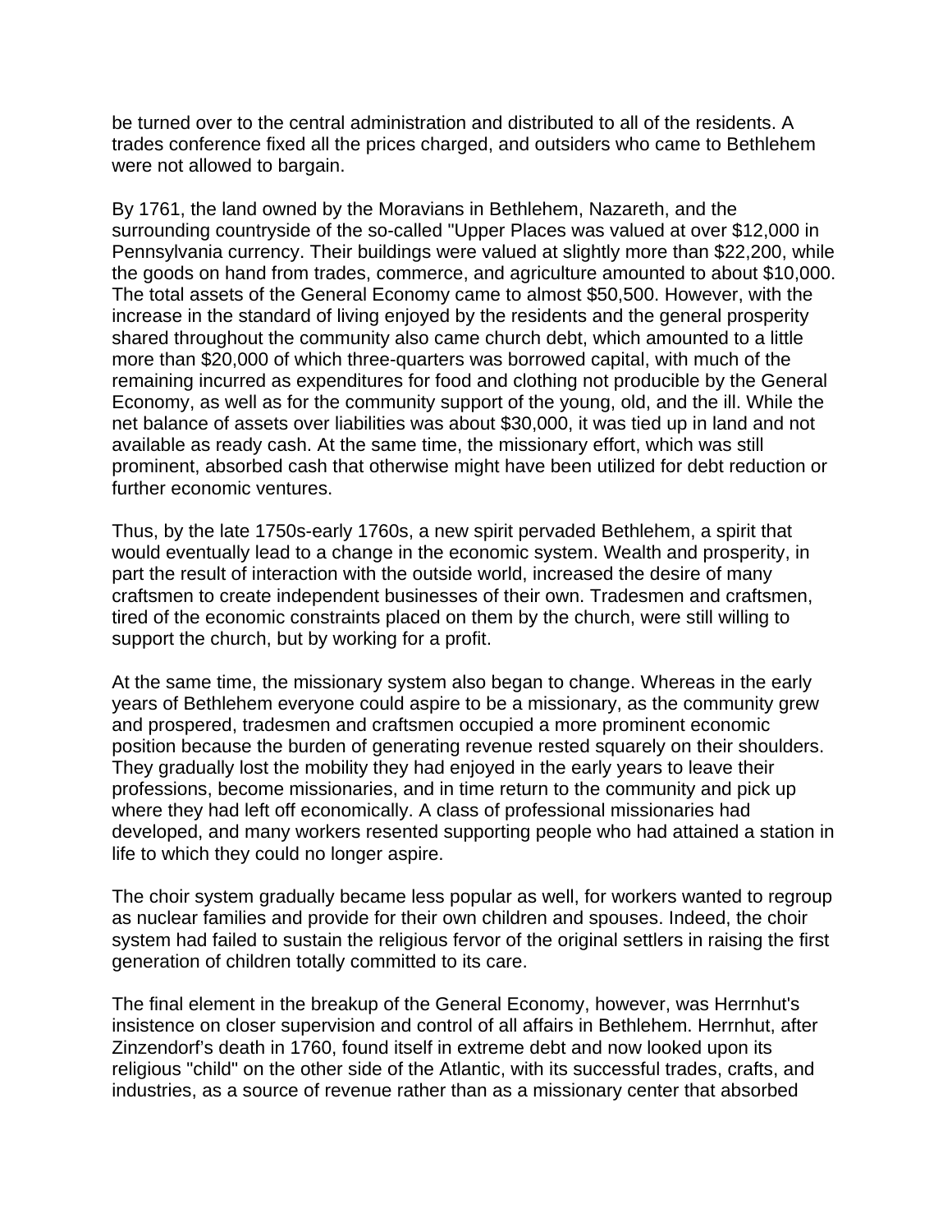be turned over to the central administration and distributed to all of the residents. A trades conference fixed all the prices charged, and outsiders who came to Bethlehem were not allowed to bargain.

By 1761, the land owned by the Moravians in Bethlehem, Nazareth, and the surrounding countryside of the so-called "Upper Places was valued at over $12,000 in Pennsylvania currency. Their buildings were valued at slightly more than $22,200, while the goods on hand from trades, commerce, and agriculture amounted to about $10,000. The total assets of the General Economy came to almost $50,500. However, with the increase in the standard of living enjoyed by the residents and the general prosperity shared throughout the community also came church debt, which amounted to a little more than $20,000 of which three-quarters was borrowed capital, with much of the remaining incurred as expenditures for food and clothing not producible by the General Economy, as well as for the community support of the young, old, and the ill. While the net balance of assets over liabilities was about $30,000, it was tied up in land and not available as ready cash. At the same time, the missionary effort, which was still prominent, absorbed cash that otherwise might have been utilized for debt reduction or further economic ventures.

Thus, by the late 1750s-early 1760s, a new spirit pervaded Bethlehem, a spirit that would eventually lead to a change in the economic system. Wealth and prosperity, in part the result of interaction with the outside world, increased the desire of many craftsmen to create independent businesses of their own. Tradesmen and craftsmen, tired of the economic constraints placed on them by the church, were still willing to support the church, but by working for a profit.

At the same time, the missionary system also began to change. Whereas in the early years of Bethlehem everyone could aspire to be a missionary, as the community grew and prospered, tradesmen and craftsmen occupied a more prominent economic position because the burden of generating revenue rested squarely on their shoulders. They gradually lost the mobility they had enjoyed in the early years to leave their professions, become missionaries, and in time return to the community and pick up where they had left off economically. A class of professional missionaries had developed, and many workers resented supporting people who had attained a station in life to which they could no longer aspire.

The choir system gradually became less popular as well, for workers wanted to regroup as nuclear families and provide for their own children and spouses. Indeed, the choir system had failed to sustain the religious fervor of the original settlers in raising the first generation of children totally committed to its care.

The final element in the breakup of the General Economy, however, was Herrnhut's insistence on closer supervision and control of all affairs in Bethlehem. Herrnhut, after Zinzendorf's death in 1760, found itself in extreme debt and now looked upon its religious "child" on the other side of the Atlantic, with its successful trades, crafts, and industries, as a source of revenue rather than as a missionary center that absorbed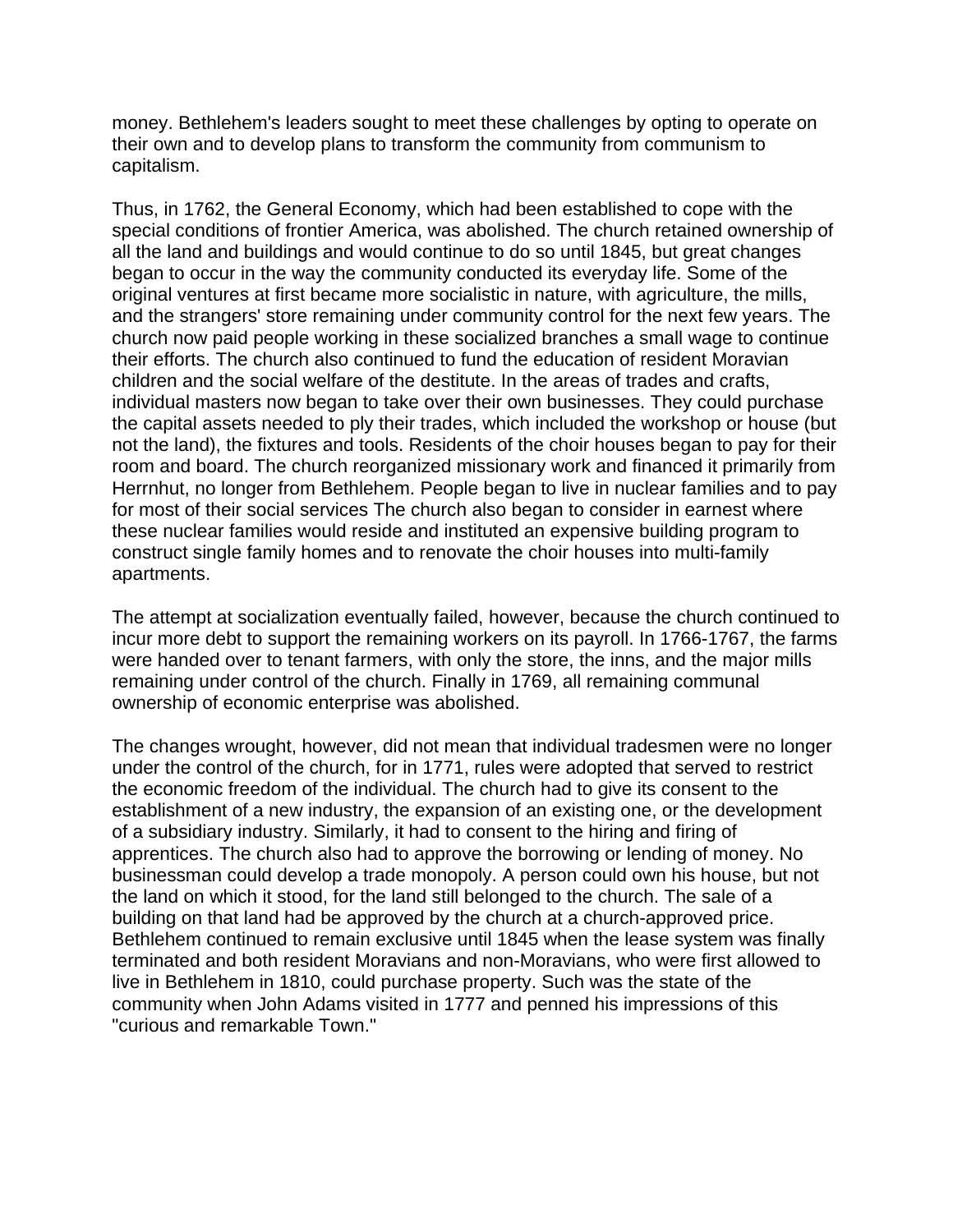money. Bethlehem's leaders sought to meet these challenges by opting to operate on their own and to develop plans to transform the community from communism to capitalism.

Thus, in 1762, the General Economy, which had been established to cope with the special conditions of frontier America, was abolished. The church retained ownership of all the land and buildings and would continue to do so until 1845, but great changes began to occur in the way the community conducted its everyday life. Some of the original ventures at first became more socialistic in nature, with agriculture, the mills, and the strangers' store remaining under community control for the next few years. The church now paid people working in these socialized branches a small wage to continue their efforts. The church also continued to fund the education of resident Moravian children and the social welfare of the destitute. In the areas of trades and crafts, individual masters now began to take over their own businesses. They could purchase the capital assets needed to ply their trades, which included the workshop or house (but not the land), the fixtures and tools. Residents of the choir houses began to pay for their room and board. The church reorganized missionary work and financed it primarily from Herrnhut, no longer from Bethlehem. People began to live in nuclear families and to pay for most of their social services The church also began to consider in earnest where these nuclear families would reside and instituted an expensive building program to construct single family homes and to renovate the choir houses into multi-family apartments.

The attempt at socialization eventually failed, however, because the church continued to incur more debt to support the remaining workers on its payroll. In 1766-1767, the farms were handed over to tenant farmers, with only the store, the inns, and the major mills remaining under control of the church. Finally in 1769, all remaining communal ownership of economic enterprise was abolished.

The changes wrought, however, did not mean that individual tradesmen were no longer under the control of the church, for in 1771, rules were adopted that served to restrict the economic freedom of the individual. The church had to give its consent to the establishment of a new industry, the expansion of an existing one, or the development of a subsidiary industry. Similarly, it had to consent to the hiring and firing of apprentices. The church also had to approve the borrowing or lending of money. No businessman could develop a trade monopoly. A person could own his house, but not the land on which it stood, for the land still belonged to the church. The sale of a building on that land had be approved by the church at a church-approved price. Bethlehem continued to remain exclusive until 1845 when the lease system was finally terminated and both resident Moravians and non-Moravians, who were first allowed to live in Bethlehem in 1810, could purchase property. Such was the state of the community when John Adams visited in 1777 and penned his impressions of this "curious and remarkable Town."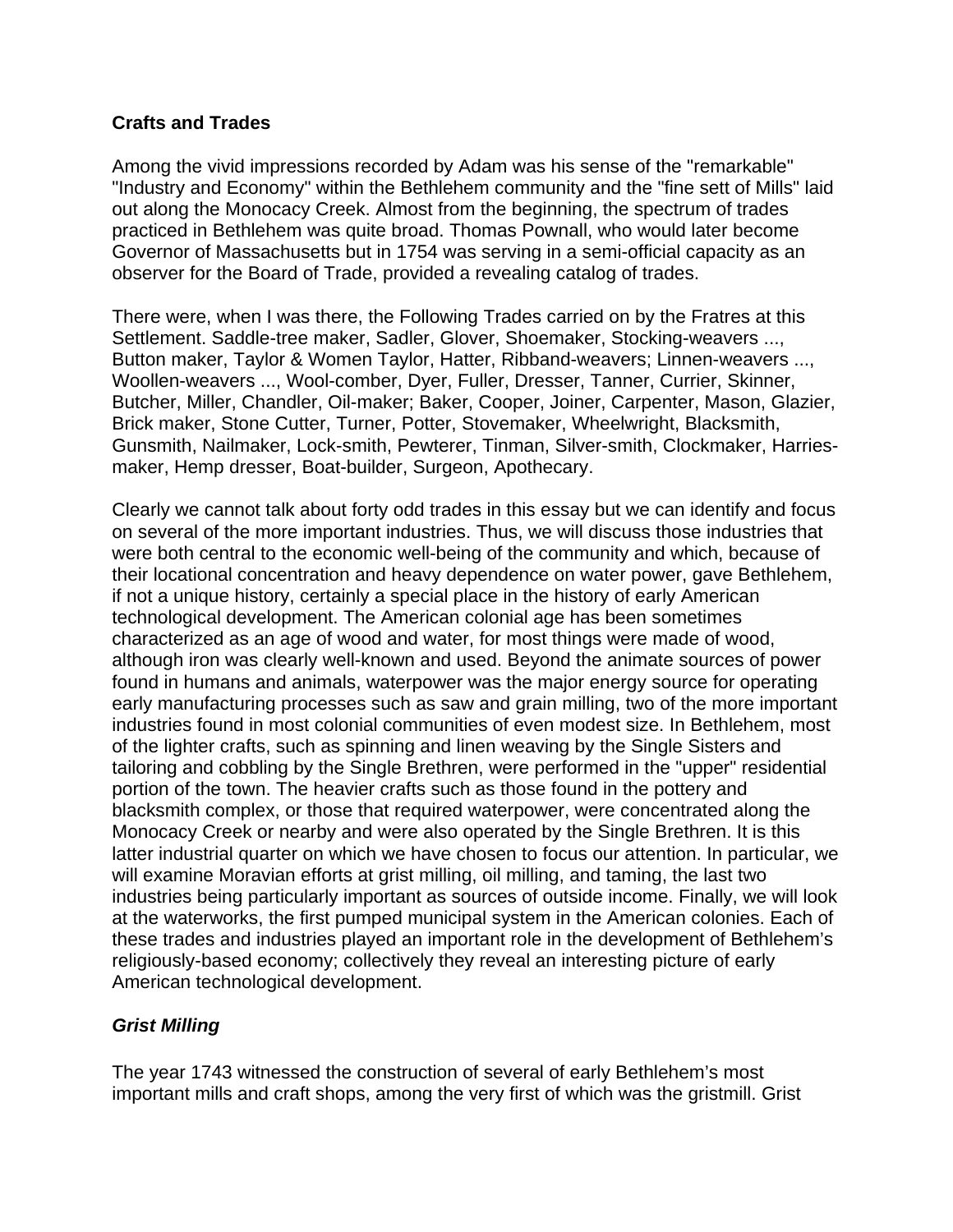**Crafts and Trades**

Among the vivid impressions recorded by Adam was his sense of the "remarkable" "Industry and Economy" within the Bethlehem community and the "fine sett of Mills" laid out along the Monocacy Creek. Almost from the beginning, the spectrum of trades practiced in Bethlehem was quite broad. Thomas Pownall, who would later become Governor of Massachusetts but in 1754 was serving in a semi-official capacity as an observer for the Board of Trade, provided a revealing catalog of trades.

There were, when I was there, the Following Trades carried on by the Fratres at this Settlement. Saddle-tree maker, Sadler, Glover, Shoemaker, Stocking-weavers ..., Button maker, Taylor & Women Taylor, Hatter, Ribband-weavers; Linnen-weavers ..., Woollen-weavers ..., Wool-comber, Dyer, Fuller, Dresser, Tanner, Currier, Skinner, Butcher, Miller, Chandler, Oil-maker; Baker, Cooper, Joiner, Carpenter, Mason, Glazier, Brick maker, Stone Cutter, Turner, Potter, Stovemaker, Wheelwright, Blacksmith, Gunsmith, Nailmaker, Lock-smith, Pewterer, Tinman, Silver-smith, Clockmaker, Harries-maker, Hemp dresser, Boat-builder, Surgeon, Apothecary.

Clearly we cannot talk about forty odd trades in this essay but we can identify and focus on several of the more important industries. Thus, we will discuss those industries that were both central to the economic well-being of the community and which, because of their locational concentration and heavy dependence on water power, gave Bethlehem, if not a unique history, certainly a special place in the history of early American technological development. The American colonial age has been sometimes characterized as an age of wood and water, for most things were made of wood, although iron was clearly well-known and used. Beyond the animate sources of power found in humans and animals, waterpower was the major energy source for operating early manufacturing processes such as saw and grain milling, two of the more important industries found in most colonial communities of even modest size. In Bethlehem, most of the lighter crafts, such as spinning and linen weaving by the Single Sisters and tailoring and cobbling by the Single Brethren, were performed in the "upper" residential portion of the town. The heavier crafts such as those found in the pottery and blacksmith complex, or those that required waterpower, were concentrated along the Monocacy Creek or nearby and were also operated by the Single Brethren. It is this latter industrial quarter on which we have chosen to focus our attention. In particular, we will examine Moravian efforts at grist milling, oil milling, and taming, the last two industries being particularly important as sources of outside income. Finally, we will look at the waterworks, the first pumped municipal system in the American colonies. Each of these trades and industries played an important role in the development of Bethlehem's religiously-based economy; collectively they reveal an interesting picture of early American technological development.

***Grist Milling***

The year 1743 witnessed the construction of several of early Bethlehem's most important mills and craft shops, among the very first of which was the gristmill. Grist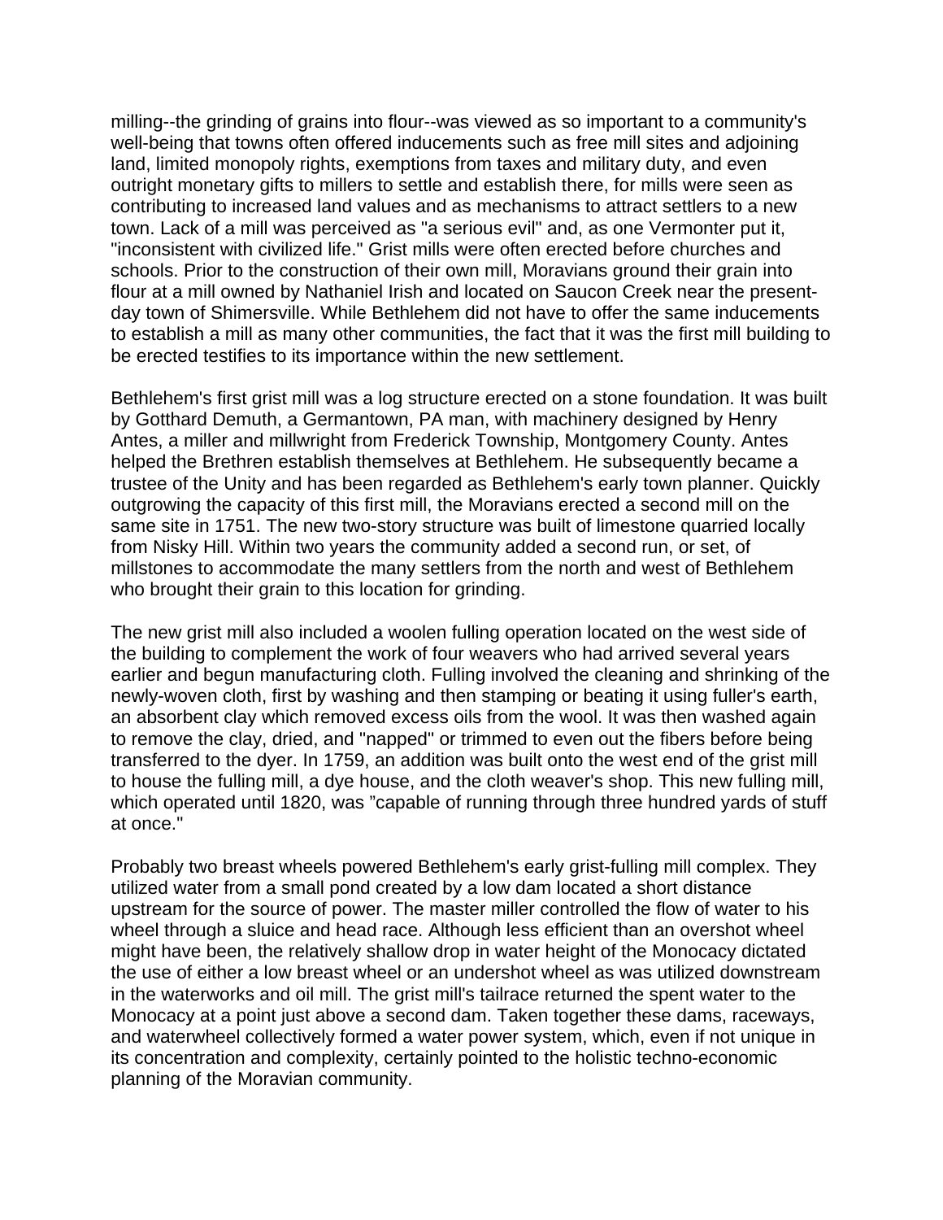milling--the grinding of grains into flour--was viewed as so important to a community's well-being that towns often offered inducements such as free mill sites and adjoining land, limited monopoly rights, exemptions from taxes and military duty, and even outright monetary gifts to millers to settle and establish there, for mills were seen as contributing to increased land values and as mechanisms to attract settlers to a new town. Lack of a mill was perceived as "a serious evil" and, as one Vermonter put it, "inconsistent with civilized life." Grist mills were often erected before churches and schools. Prior to the construction of their own mill, Moravians ground their grain into flour at a mill owned by Nathaniel Irish and located on Saucon Creek near the present-day town of Shimersville. While Bethlehem did not have to offer the same inducements to establish a mill as many other communities, the fact that it was the first mill building to be erected testifies to its importance within the new settlement.

Bethlehem's first grist mill was a log structure erected on a stone foundation. It was built by Gotthard Demuth, a Germantown, PA man, with machinery designed by Henry Antes, a miller and millwright from Frederick Township, Montgomery County. Antes helped the Brethren establish themselves at Bethlehem. He subsequently became a trustee of the Unity and has been regarded as Bethlehem's early town planner. Quickly outgrowing the capacity of this first mill, the Moravians erected a second mill on the same site in 1751. The new two-story structure was built of limestone quarried locally from Nisky Hill. Within two years the community added a second run, or set, of millstones to accommodate the many settlers from the north and west of Bethlehem who brought their grain to this location for grinding.

The new grist mill also included a woolen fulling operation located on the west side of the building to complement the work of four weavers who had arrived several years earlier and begun manufacturing cloth. Fulling involved the cleaning and shrinking of the newly-woven cloth, first by washing and then stamping or beating it using fuller's earth, an absorbent clay which removed excess oils from the wool. It was then washed again to remove the clay, dried, and "napped" or trimmed to even out the fibers before being transferred to the dyer. In 1759, an addition was built onto the west end of the grist mill to house the fulling mill, a dye house, and the cloth weaver's shop. This new fulling mill, which operated until 1820, was "capable of running through three hundred yards of stuff at once."

Probably two breast wheels powered Bethlehem's early grist-fulling mill complex. They utilized water from a small pond created by a low dam located a short distance upstream for the source of power. The master miller controlled the flow of water to his wheel through a sluice and head race. Although less efficient than an overshot wheel might have been, the relatively shallow drop in water height of the Monocacy dictated the use of either a low breast wheel or an undershot wheel as was utilized downstream in the waterworks and oil mill. The grist mill's tailrace returned the spent water to the Monocacy at a point just above a second dam. Taken together these dams, raceways, and waterwheel collectively formed a water power system, which, even if not unique in its concentration and complexity, certainly pointed to the holistic techno-economic planning of the Moravian community.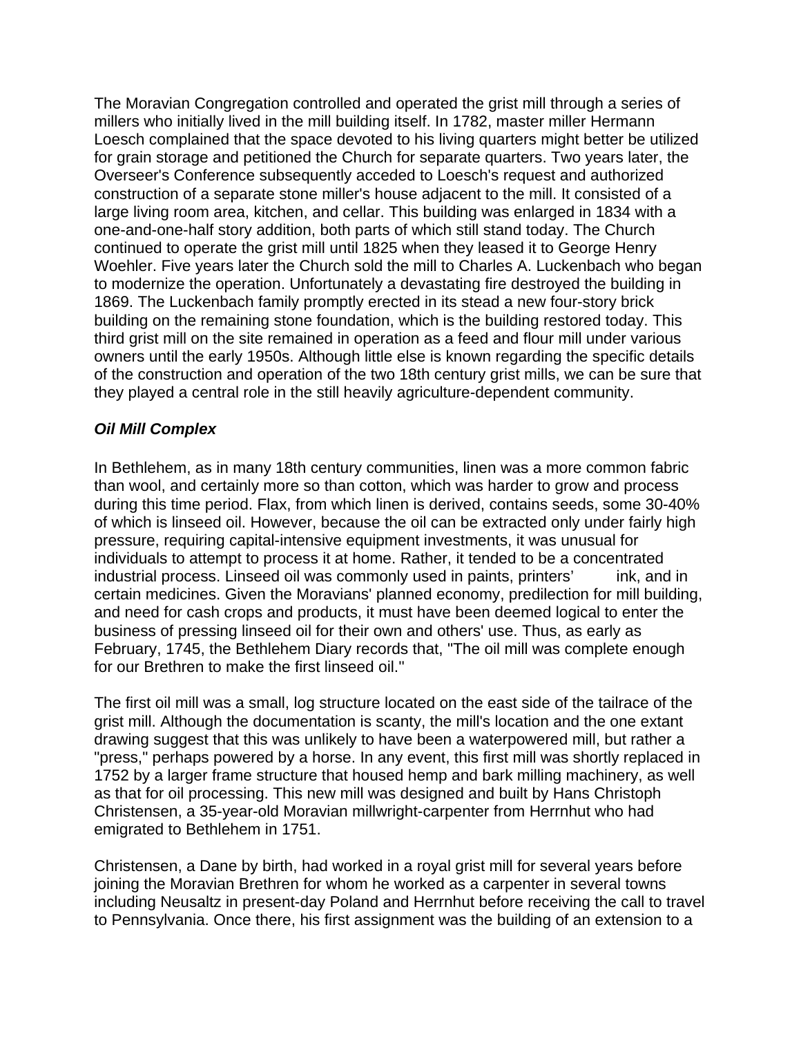The Moravian Congregation controlled and operated the grist mill through a series of millers who initially lived in the mill building itself. In 1782, master miller Hermann Loesch complained that the space devoted to his living quarters might better be utilized for grain storage and petitioned the Church for separate quarters. Two years later, the Overseer's Conference subsequently acceded to Loesch's request and authorized construction of a separate stone miller's house adjacent to the mill. It consisted of a large living room area, kitchen, and cellar. This building was enlarged in 1834 with a one-and-one-half story addition, both parts of which still stand today. The Church continued to operate the grist mill until 1825 when they leased it to George Henry Woehler. Five years later the Church sold the mill to Charles A. Luckenbach who began to modernize the operation. Unfortunately a devastating fire destroyed the building in 1869. The Luckenbach family promptly erected in its stead a new four-story brick building on the remaining stone foundation, which is the building restored today. This third grist mill on the site remained in operation as a feed and flour mill under various owners until the early 1950s. Although little else is known regarding the specific details of the construction and operation of the two 18th century grist mills, we can be sure that they played a central role in the still heavily agriculture-dependent community.

***Oil Mill Complex***

In Bethlehem, as in many 18th century communities, linen was a more common fabric than wool, and certainly more so than cotton, which was harder to grow and process during this time period. Flax, from which linen is derived, contains seeds, some 30-40% of which is linseed oil. However, because the oil can be extracted only under fairly high pressure, requiring capital-intensive equipment investments, it was unusual for individuals to attempt to process it at home. Rather, it tended to be a concentrated industrial process. Linseed oil was commonly used in paints, printers' ink, and in certain medicines. Given the Moravians' planned economy, predilection for mill building, and need for cash crops and products, it must have been deemed logical to enter the business of pressing linseed oil for their own and others' use. Thus, as early as February, 1745, the Bethlehem Diary records that, "The oil mill was complete enough for our Brethren to make the first linseed oil."

The first oil mill was a small, log structure located on the east side of the tailrace of the grist mill. Although the documentation is scanty, the mill's location and the one extant drawing suggest that this was unlikely to have been a waterpowered mill, but rather a "press," perhaps powered by a horse. In any event, this first mill was shortly replaced in 1752 by a larger frame structure that housed hemp and bark milling machinery, as well as that for oil processing. This new mill was designed and built by Hans Christoph Christensen, a 35-year-old Moravian millwright-carpenter from Herrnhut who had emigrated to Bethlehem in 1751.

Christensen, a Dane by birth, had worked in a royal grist mill for several years before joining the Moravian Brethren for whom he worked as a carpenter in several towns including Neusaltz in present-day Poland and Herrnhut before receiving the call to travel to Pennsylvania. Once there, his first assignment was the building of an extension to a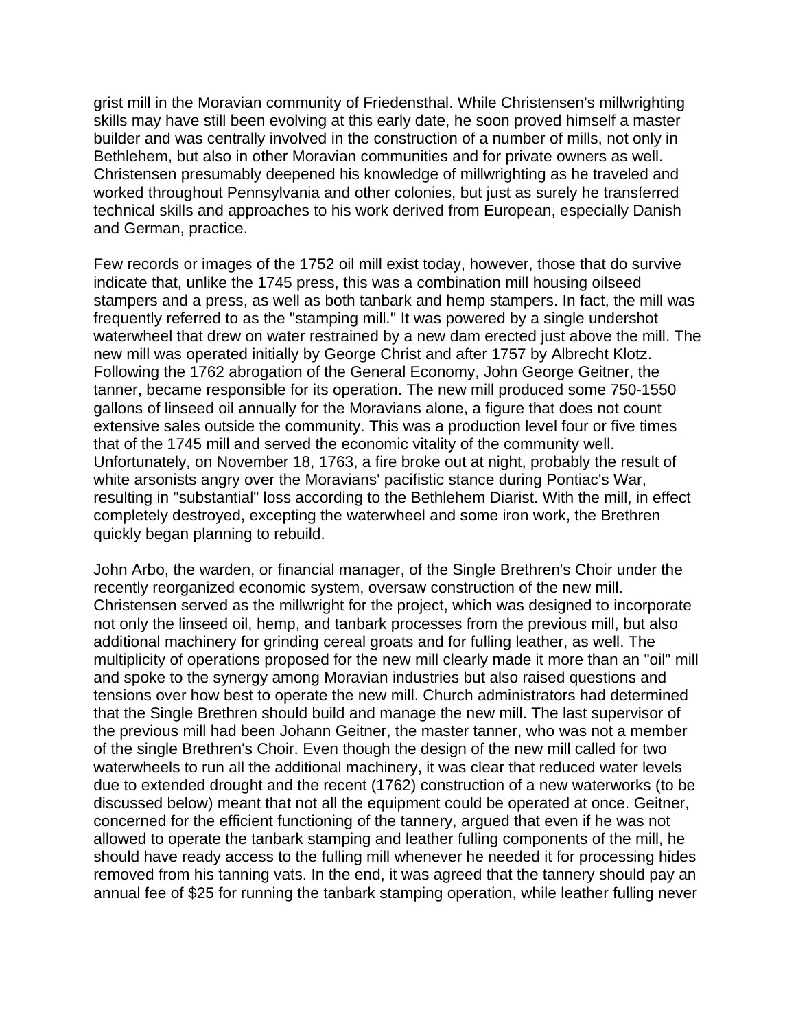grist mill in the Moravian community of Friedensthal. While Christensen's millwrighting skills may have still been evolving at this early date, he soon proved himself a master builder and was centrally involved in the construction of a number of mills, not only in Bethlehem, but also in other Moravian communities and for private owners as well. Christensen presumably deepened his knowledge of millwrighting as he traveled and worked throughout Pennsylvania and other colonies, but just as surely he transferred technical skills and approaches to his work derived from European, especially Danish and German, practice.

Few records or images of the 1752 oil mill exist today, however, those that do survive indicate that, unlike the 1745 press, this was a combination mill housing oilseed stampers and a press, as well as both tanbark and hemp stampers. In fact, the mill was frequently referred to as the "stamping mill." It was powered by a single undershot waterwheel that drew on water restrained by a new dam erected just above the mill. The new mill was operated initially by George Christ and after 1757 by Albrecht Klotz. Following the 1762 abrogation of the General Economy, John George Geitner, the tanner, became responsible for its operation. The new mill produced some 750-1550 gallons of linseed oil annually for the Moravians alone, a figure that does not count extensive sales outside the community. This was a production level four or five times that of the 1745 mill and served the economic vitality of the community well. Unfortunately, on November 18, 1763, a fire broke out at night, probably the result of white arsonists angry over the Moravians' pacifistic stance during Pontiac's War, resulting in "substantial" loss according to the Bethlehem Diarist. With the mill, in effect completely destroyed, excepting the waterwheel and some iron work, the Brethren quickly began planning to rebuild.

John Arbo, the warden, or financial manager, of the Single Brethren's Choir under the recently reorganized economic system, oversaw construction of the new mill. Christensen served as the millwright for the project, which was designed to incorporate not only the linseed oil, hemp, and tanbark processes from the previous mill, but also additional machinery for grinding cereal groats and for fulling leather, as well. The multiplicity of operations proposed for the new mill clearly made it more than an "oil" mill and spoke to the synergy among Moravian industries but also raised questions and tensions over how best to operate the new mill. Church administrators had determined that the Single Brethren should build and manage the new mill. The last supervisor of the previous mill had been Johann Geitner, the master tanner, who was not a member of the single Brethren's Choir. Even though the design of the new mill called for two waterwheels to run all the additional machinery, it was clear that reduced water levels due to extended drought and the recent (1762) construction of a new waterworks (to be discussed below) meant that not all the equipment could be operated at once. Geitner, concerned for the efficient functioning of the tannery, argued that even if he was not allowed to operate the tanbark stamping and leather fulling components of the mill, he should have ready access to the fulling mill whenever he needed it for processing hides removed from his tanning vats. In the end, it was agreed that the tannery should pay an annual fee of $25 for running the tanbark stamping operation, while leather fulling never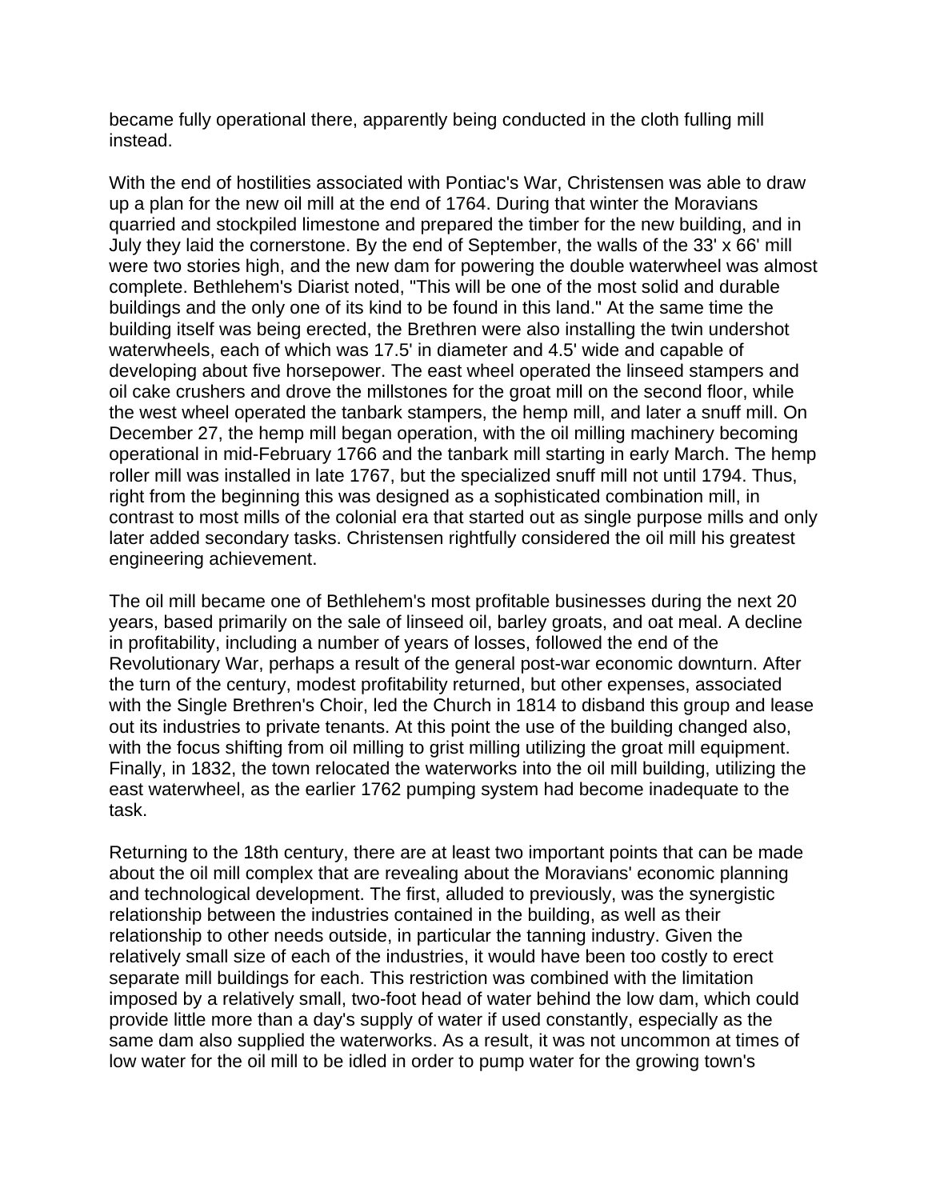became fully operational there, apparently being conducted in the cloth fulling mill instead.

With the end of hostilities associated with Pontiac's War, Christensen was able to draw up a plan for the new oil mill at the end of 1764. During that winter the Moravians quarried and stockpiled limestone and prepared the timber for the new building, and in July they laid the cornerstone. By the end of September, the walls of the 33' x 66' mill were two stories high, and the new dam for powering the double waterwheel was almost complete. Bethlehem's Diarist noted, "This will be one of the most solid and durable buildings and the only one of its kind to be found in this land." At the same time the building itself was being erected, the Brethren were also installing the twin undershot waterwheels, each of which was 17.5' in diameter and 4.5' wide and capable of developing about five horsepower. The east wheel operated the linseed stampers and oil cake crushers and drove the millstones for the groat mill on the second floor, while the west wheel operated the tanbark stampers, the hemp mill, and later a snuff mill. On December 27, the hemp mill began operation, with the oil milling machinery becoming operational in mid-February 1766 and the tanbark mill starting in early March. The hemp roller mill was installed in late 1767, but the specialized snuff mill not until 1794. Thus, right from the beginning this was designed as a sophisticated combination mill, in contrast to most mills of the colonial era that started out as single purpose mills and only later added secondary tasks. Christensen rightfully considered the oil mill his greatest engineering achievement.

The oil mill became one of Bethlehem's most profitable businesses during the next 20 years, based primarily on the sale of linseed oil, barley groats, and oat meal. A decline in profitability, including a number of years of losses, followed the end of the Revolutionary War, perhaps a result of the general post-war economic downturn. After the turn of the century, modest profitability returned, but other expenses, associated with the Single Brethren's Choir, led the Church in 1814 to disband this group and lease out its industries to private tenants. At this point the use of the building changed also, with the focus shifting from oil milling to grist milling utilizing the groat mill equipment. Finally, in 1832, the town relocated the waterworks into the oil mill building, utilizing the east waterwheel, as the earlier 1762 pumping system had become inadequate to the task.

Returning to the 18th century, there are at least two important points that can be made about the oil mill complex that are revealing about the Moravians' economic planning and technological development. The first, alluded to previously, was the synergistic relationship between the industries contained in the building, as well as their relationship to other needs outside, in particular the tanning industry. Given the relatively small size of each of the industries, it would have been too costly to erect separate mill buildings for each. This restriction was combined with the limitation imposed by a relatively small, two-foot head of water behind the low dam, which could provide little more than a day's supply of water if used constantly, especially as the same dam also supplied the waterworks. As a result, it was not uncommon at times of low water for the oil mill to be idled in order to pump water for the growing town's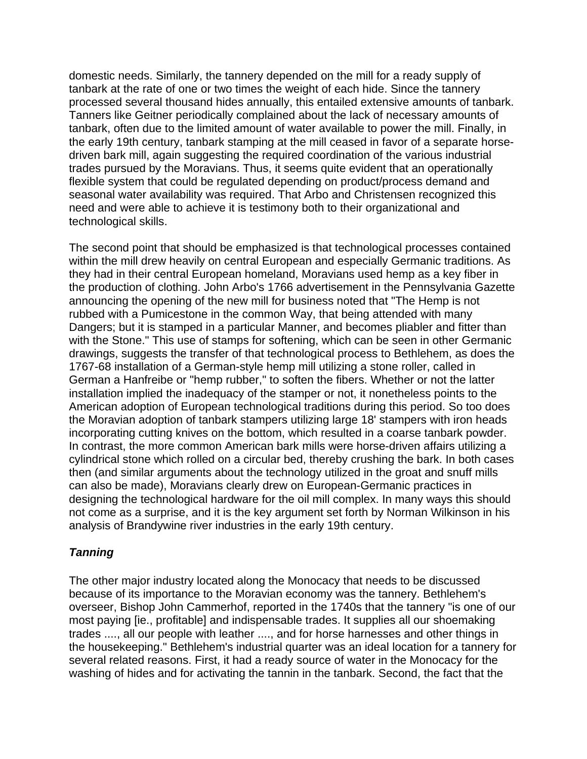domestic needs. Similarly, the tannery depended on the mill for a ready supply of tanbark at the rate of one or two times the weight of each hide. Since the tannery processed several thousand hides annually, this entailed extensive amounts of tanbark. Tanners like Geitner periodically complained about the lack of necessary amounts of tanbark, often due to the limited amount of water available to power the mill. Finally, in the early 19th century, tanbark stamping at the mill ceased in favor of a separate horse-driven bark mill, again suggesting the required coordination of the various industrial trades pursued by the Moravians. Thus, it seems quite evident that an operationally flexible system that could be regulated depending on product/process demand and seasonal water availability was required. That Arbo and Christensen recognized this need and were able to achieve it is testimony both to their organizational and technological skills.

The second point that should be emphasized is that technological processes contained within the mill drew heavily on central European and especially Germanic traditions. As they had in their central European homeland, Moravians used hemp as a key fiber in the production of clothing. John Arbo's 1766 advertisement in the Pennsylvania Gazette announcing the opening of the new mill for business noted that "The Hemp is not rubbed with a Pumicestone in the common Way, that being attended with many Dangers; but it is stamped in a particular Manner, and becomes pliabler and fitter than with the Stone." This use of stamps for softening, which can be seen in other Germanic drawings, suggests the transfer of that technological process to Bethlehem, as does the 1767-68 installation of a German-style hemp mill utilizing a stone roller, called in German a Hanfreibe or "hemp rubber," to soften the fibers. Whether or not the latter installation implied the inadequacy of the stamper or not, it nonetheless points to the American adoption of European technological traditions during this period. So too does the Moravian adoption of tanbark stampers utilizing large 18' stampers with iron heads incorporating cutting knives on the bottom, which resulted in a coarse tanbark powder. In contrast, the more common American bark mills were horse-driven affairs utilizing a cylindrical stone which rolled on a circular bed, thereby crushing the bark. In both cases then (and similar arguments about the technology utilized in the groat and snuff mills can also be made), Moravians clearly drew on European-Germanic practices in designing the technological hardware for the oil mill complex. In many ways this should not come as a surprise, and it is the key argument set forth by Norman Wilkinson in his analysis of Brandywine river industries in the early 19th century.

### ***Tanning***

The other major industry located along the Monocacy that needs to be discussed because of its importance to the Moravian economy was the tannery. Bethlehem's overseer, Bishop John Cammerhof, reported in the 1740s that the tannery "is one of our most paying [ie., profitable] and indispensable trades. It supplies all our shoemaking trades ...., all our people with leather ...., and for horse harnesses and other things in the housekeeping." Bethlehem's industrial quarter was an ideal location for a tannery for several related reasons. First, it had a ready source of water in the Monocacy for the washing of hides and for activating the tannin in the tanbark. Second, the fact that the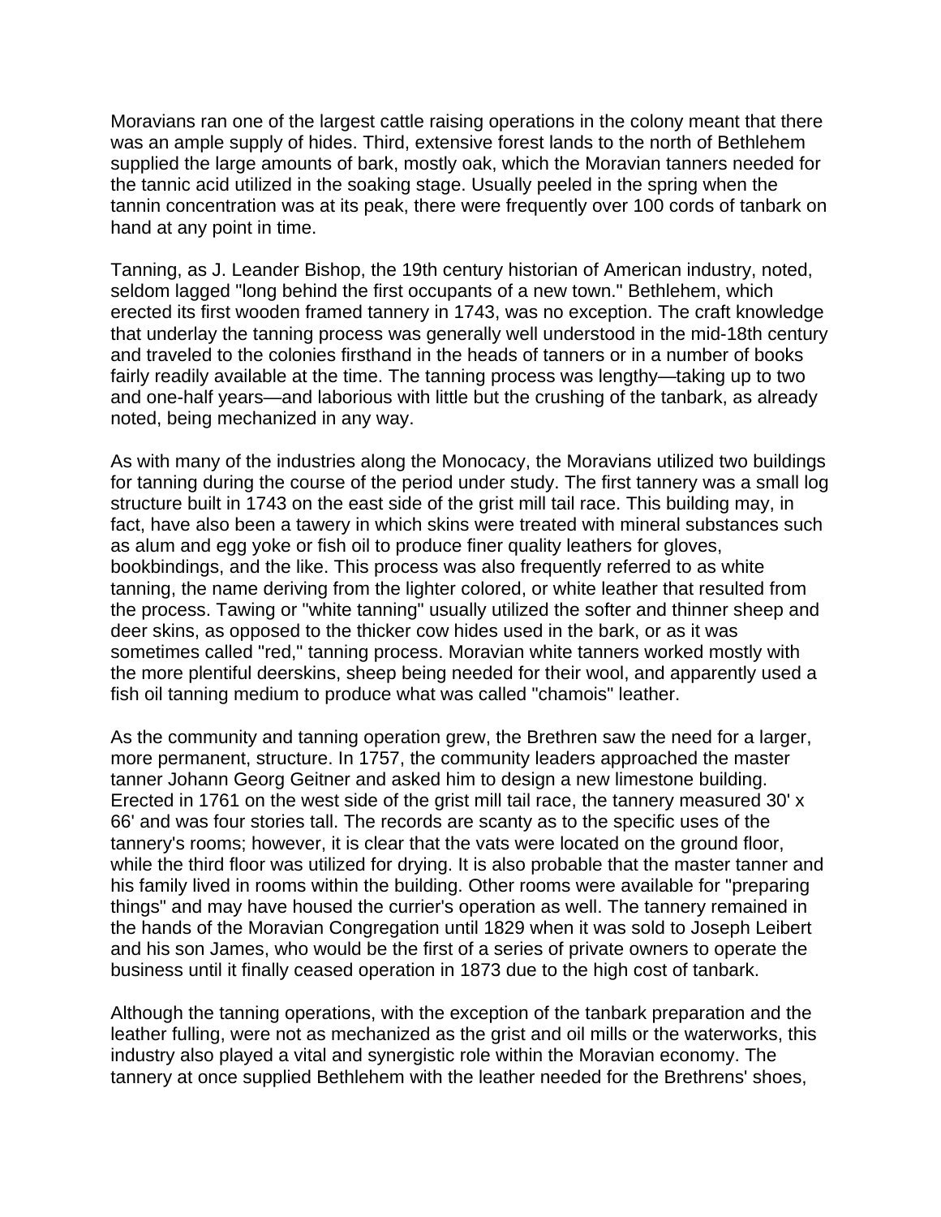Moravians ran one of the largest cattle raising operations in the colony meant that there was an ample supply of hides. Third, extensive forest lands to the north of Bethlehem supplied the large amounts of bark, mostly oak, which the Moravian tanners needed for the tannic acid utilized in the soaking stage. Usually peeled in the spring when the tannin concentration was at its peak, there were frequently over 100 cords of tanbark on hand at any point in time.

Tanning, as J. Leander Bishop, the 19th century historian of American industry, noted, seldom lagged "long behind the first occupants of a new town." Bethlehem, which erected its first wooden framed tannery in 1743, was no exception. The craft knowledge that underlay the tanning process was generally well understood in the mid-18th century and traveled to the colonies firsthand in the heads of tanners or in a number of books fairly readily available at the time. The tanning process was lengthy—taking up to two and one-half years—and laborious with little but the crushing of the tanbark, as already noted, being mechanized in any way.

As with many of the industries along the Monocacy, the Moravians utilized two buildings for tanning during the course of the period under study. The first tannery was a small log structure built in 1743 on the east side of the grist mill tail race. This building may, in fact, have also been a tawery in which skins were treated with mineral substances such as alum and egg yoke or fish oil to produce finer quality leathers for gloves, bookbindings, and the like. This process was also frequently referred to as white tanning, the name deriving from the lighter colored, or white leather that resulted from the process. Tawing or "white tanning" usually utilized the softer and thinner sheep and deer skins, as opposed to the thicker cow hides used in the bark, or as it was sometimes called "red," tanning process. Moravian white tanners worked mostly with the more plentiful deerskins, sheep being needed for their wool, and apparently used a fish oil tanning medium to produce what was called "chamois" leather.

As the community and tanning operation grew, the Brethren saw the need for a larger, more permanent, structure. In 1757, the community leaders approached the master tanner Johann Georg Geitner and asked him to design a new limestone building. Erected in 1761 on the west side of the grist mill tail race, the tannery measured 30' x 66' and was four stories tall. The records are scanty as to the specific uses of the tannery's rooms; however, it is clear that the vats were located on the ground floor, while the third floor was utilized for drying. It is also probable that the master tanner and his family lived in rooms within the building. Other rooms were available for "preparing things" and may have housed the currier's operation as well. The tannery remained in the hands of the Moravian Congregation until 1829 when it was sold to Joseph Leibert and his son James, who would be the first of a series of private owners to operate the business until it finally ceased operation in 1873 due to the high cost of tanbark.

Although the tanning operations, with the exception of the tanbark preparation and the leather fulling, were not as mechanized as the grist and oil mills or the waterworks, this industry also played a vital and synergistic role within the Moravian economy. The tannery at once supplied Bethlehem with the leather needed for the Brethrens' shoes,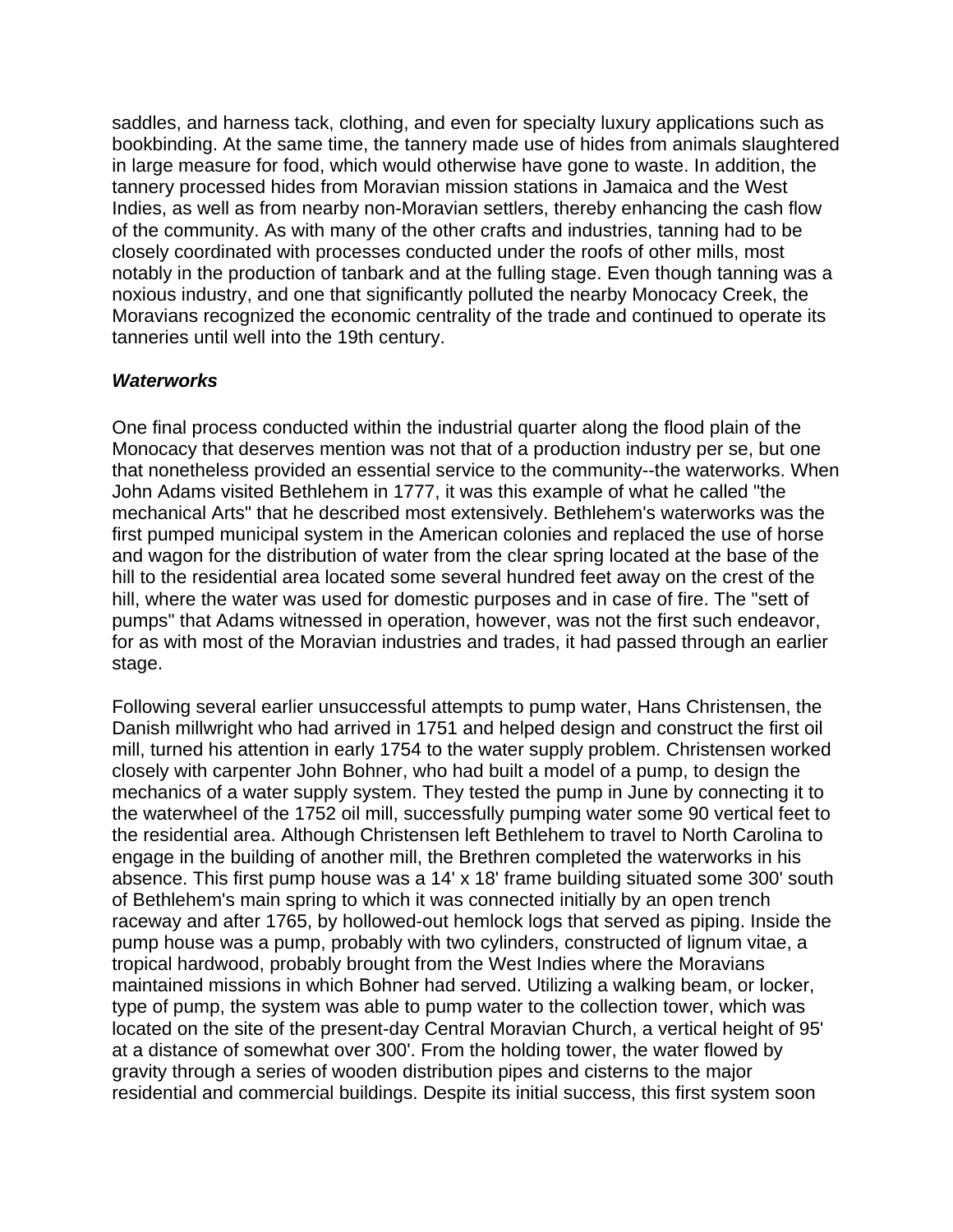saddles, and harness tack, clothing, and even for specialty luxury applications such as bookbinding. At the same time, the tannery made use of hides from animals slaughtered in large measure for food, which would otherwise have gone to waste. In addition, the tannery processed hides from Moravian mission stations in Jamaica and the West Indies, as well as from nearby non-Moravian settlers, thereby enhancing the cash flow of the community. As with many of the other crafts and industries, tanning had to be closely coordinated with processes conducted under the roofs of other mills, most notably in the production of tanbark and at the fulling stage. Even though tanning was a noxious industry, and one that significantly polluted the nearby Monocacy Creek, the Moravians recognized the economic centrality of the trade and continued to operate its tanneries until well into the 19th century.

***Waterworks***

One final process conducted within the industrial quarter along the flood plain of the Monocacy that deserves mention was not that of a production industry per se, but one that nonetheless provided an essential service to the community--the waterworks. When John Adams visited Bethlehem in 1777, it was this example of what he called "the mechanical Arts" that he described most extensively. Bethlehem's waterworks was the first pumped municipal system in the American colonies and replaced the use of horse and wagon for the distribution of water from the clear spring located at the base of the hill to the residential area located some several hundred feet away on the crest of the hill, where the water was used for domestic purposes and in case of fire. The "sett of pumps" that Adams witnessed in operation, however, was not the first such endeavor, for as with most of the Moravian industries and trades, it had passed through an earlier stage.

Following several earlier unsuccessful attempts to pump water, Hans Christensen, the Danish millwright who had arrived in 1751 and helped design and construct the first oil mill, turned his attention in early 1754 to the water supply problem. Christensen worked closely with carpenter John Bohner, who had built a model of a pump, to design the mechanics of a water supply system. They tested the pump in June by connecting it to the waterwheel of the 1752 oil mill, successfully pumping water some 90 vertical feet to the residential area. Although Christensen left Bethlehem to travel to North Carolina to engage in the building of another mill, the Brethren completed the waterworks in his absence. This first pump house was a 14' x 18' frame building situated some 300' south of Bethlehem's main spring to which it was connected initially by an open trench raceway and after 1765, by hollowed-out hemlock logs that served as piping. Inside the pump house was a pump, probably with two cylinders, constructed of lignum vitae, a tropical hardwood, probably brought from the West Indies where the Moravians maintained missions in which Bohner had served. Utilizing a walking beam, or locker, type of pump, the system was able to pump water to the collection tower, which was located on the site of the present-day Central Moravian Church, a vertical height of 95' at a distance of somewhat over 300'. From the holding tower, the water flowed by gravity through a series of wooden distribution pipes and cisterns to the major residential and commercial buildings. Despite its initial success, this first system soon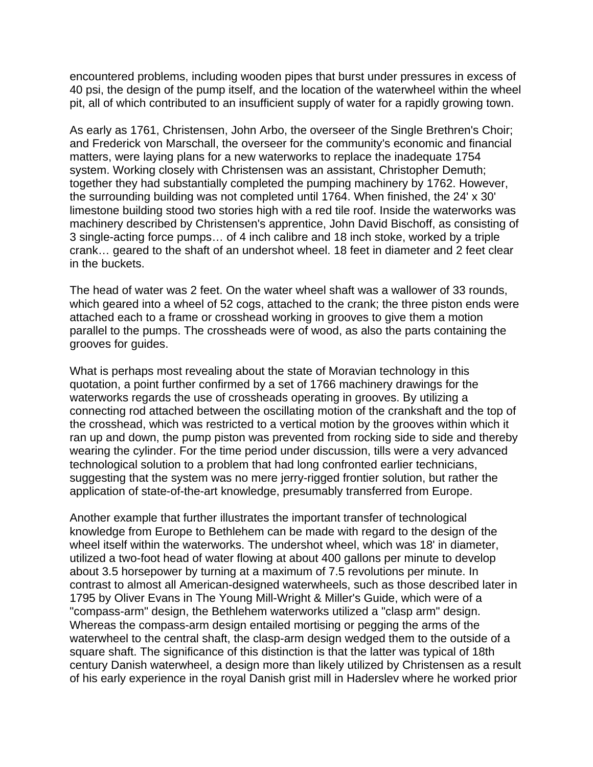encountered problems, including wooden pipes that burst under pressures in excess of 40 psi, the design of the pump itself, and the location of the waterwheel within the wheel pit, all of which contributed to an insufficient supply of water for a rapidly growing town.

As early as 1761, Christensen, John Arbo, the overseer of the Single Brethren's Choir; and Frederick von Marschall, the overseer for the community's economic and financial matters, were laying plans for a new waterworks to replace the inadequate 1754 system. Working closely with Christensen was an assistant, Christopher Demuth; together they had substantially completed the pumping machinery by 1762. However, the surrounding building was not completed until 1764. When finished, the 24' x 30' limestone building stood two stories high with a red tile roof. Inside the waterworks was machinery described by Christensen's apprentice, John David Bischoff, as consisting of 3 single-acting force pumps… of 4 inch calibre and 18 inch stoke, worked by a triple crank… geared to the shaft of an undershot wheel. 18 feet in diameter and 2 feet clear in the buckets.

The head of water was 2 feet. On the water wheel shaft was a wallower of 33 rounds, which geared into a wheel of 52 cogs, attached to the crank; the three piston ends were attached each to a frame or crosshead working in grooves to give them a motion parallel to the pumps. The crossheads were of wood, as also the parts containing the grooves for guides.

What is perhaps most revealing about the state of Moravian technology in this quotation, a point further confirmed by a set of 1766 machinery drawings for the waterworks regards the use of crossheads operating in grooves. By utilizing a connecting rod attached between the oscillating motion of the crankshaft and the top of the crosshead, which was restricted to a vertical motion by the grooves within which it ran up and down, the pump piston was prevented from rocking side to side and thereby wearing the cylinder. For the time period under discussion, tills were a very advanced technological solution to a problem that had long confronted earlier technicians, suggesting that the system was no mere jerry-rigged frontier solution, but rather the application of state-of-the-art knowledge, presumably transferred from Europe.

Another example that further illustrates the important transfer of technological knowledge from Europe to Bethlehem can be made with regard to the design of the wheel itself within the waterworks. The undershot wheel, which was 18' in diameter, utilized a two-foot head of water flowing at about 400 gallons per minute to develop about 3.5 horsepower by turning at a maximum of 7.5 revolutions per minute. In contrast to almost all American-designed waterwheels, such as those described later in 1795 by Oliver Evans in The Young Mill-Wright & Miller's Guide, which were of a "compass-arm" design, the Bethlehem waterworks utilized a "clasp arm" design. Whereas the compass-arm design entailed mortising or pegging the arms of the waterwheel to the central shaft, the clasp-arm design wedged them to the outside of a square shaft. The significance of this distinction is that the latter was typical of 18th century Danish waterwheel, a design more than likely utilized by Christensen as a result of his early experience in the royal Danish grist mill in Haderslev where he worked prior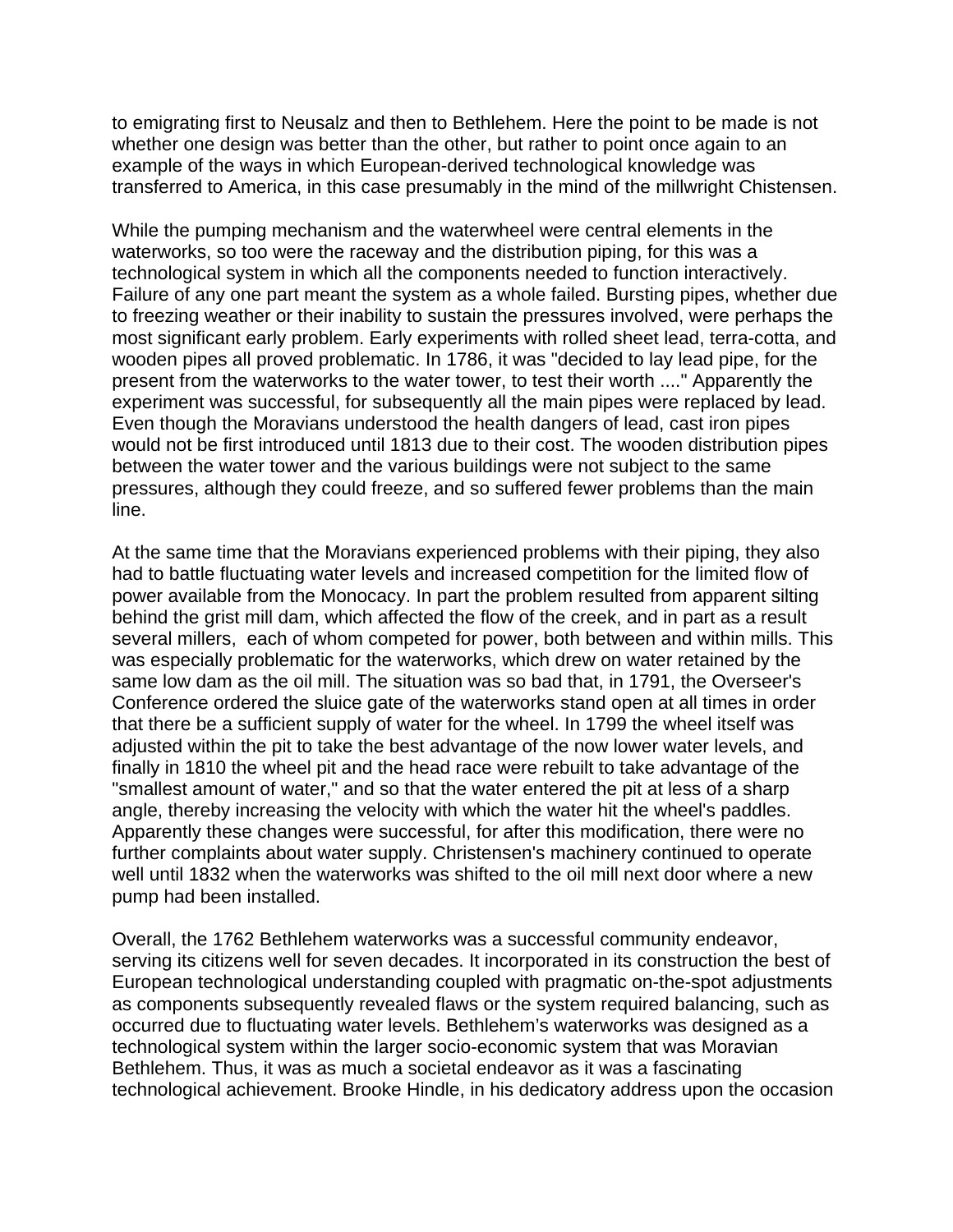to emigrating first to Neusalz and then to Bethlehem. Here the point to be made is not whether one design was better than the other, but rather to point once again to an example of the ways in which European-derived technological knowledge was transferred to America, in this case presumably in the mind of the millwright Chistensen.

While the pumping mechanism and the waterwheel were central elements in the waterworks, so too were the raceway and the distribution piping, for this was a technological system in which all the components needed to function interactively. Failure of any one part meant the system as a whole failed. Bursting pipes, whether due to freezing weather or their inability to sustain the pressures involved, were perhaps the most significant early problem. Early experiments with rolled sheet lead, terra-cotta, and wooden pipes all proved problematic. In 1786, it was "decided to lay lead pipe, for the present from the waterworks to the water tower, to test their worth ...." Apparently the experiment was successful, for subsequently all the main pipes were replaced by lead. Even though the Moravians understood the health dangers of lead, cast iron pipes would not be first introduced until 1813 due to their cost. The wooden distribution pipes between the water tower and the various buildings were not subject to the same pressures, although they could freeze, and so suffered fewer problems than the main line.

At the same time that the Moravians experienced problems with their piping, they also had to battle fluctuating water levels and increased competition for the limited flow of power available from the Monocacy. In part the problem resulted from apparent silting behind the grist mill dam, which affected the flow of the creek, and in part as a result several millers, each of whom competed for power, both between and within mills. This was especially problematic for the waterworks, which drew on water retained by the same low dam as the oil mill. The situation was so bad that, in 1791, the Overseer's Conference ordered the sluice gate of the waterworks stand open at all times in order that there be a sufficient supply of water for the wheel. In 1799 the wheel itself was adjusted within the pit to take the best advantage of the now lower water levels, and finally in 1810 the wheel pit and the head race were rebuilt to take advantage of the "smallest amount of water," and so that the water entered the pit at less of a sharp angle, thereby increasing the velocity with which the water hit the wheel's paddles. Apparently these changes were successful, for after this modification, there were no further complaints about water supply. Christensen's machinery continued to operate well until 1832 when the waterworks was shifted to the oil mill next door where a new pump had been installed.

Overall, the 1762 Bethlehem waterworks was a successful community endeavor, serving its citizens well for seven decades. It incorporated in its construction the best of European technological understanding coupled with pragmatic on-the-spot adjustments as components subsequently revealed flaws or the system required balancing, such as occurred due to fluctuating water levels. Bethlehem's waterworks was designed as a technological system within the larger socio-economic system that was Moravian Bethlehem. Thus, it was as much a societal endeavor as it was a fascinating technological achievement. Brooke Hindle, in his dedicatory address upon the occasion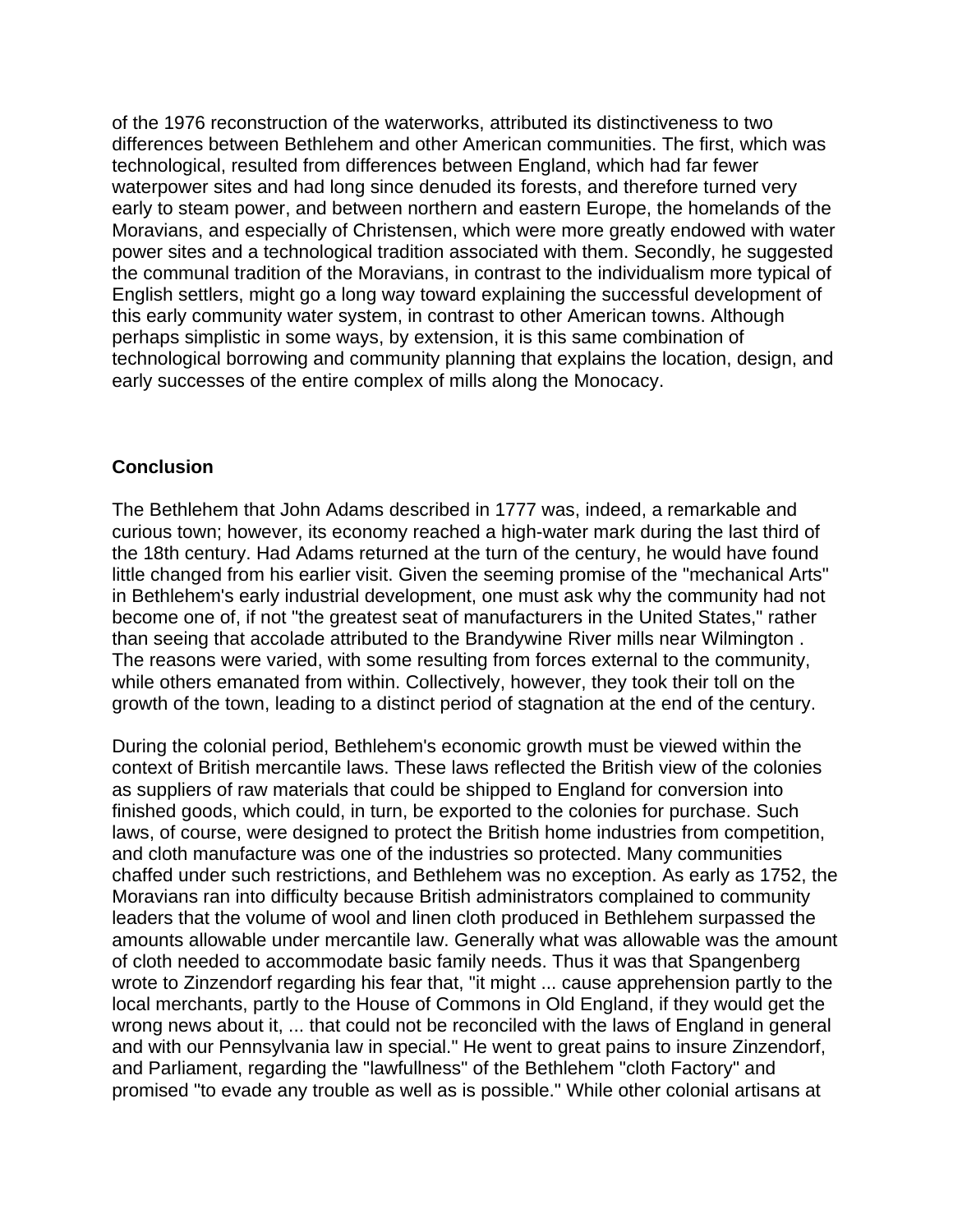of the 1976 reconstruction of the waterworks, attributed its distinctiveness to two differences between Bethlehem and other American communities. The first, which was technological, resulted from differences between England, which had far fewer waterpower sites and had long since denuded its forests, and therefore turned very early to steam power, and between northern and eastern Europe, the homelands of the Moravians, and especially of Christensen, which were more greatly endowed with water power sites and a technological tradition associated with them. Secondly, he suggested the communal tradition of the Moravians, in contrast to the individualism more typical of English settlers, might go a long way toward explaining the successful development of this early community water system, in contrast to other American towns. Although perhaps simplistic in some ways, by extension, it is this same combination of technological borrowing and community planning that explains the location, design, and early successes of the entire complex of mills along the Monocacy.

## Conclusion

The Bethlehem that John Adams described in 1777 was, indeed, a remarkable and curious town; however, its economy reached a high-water mark during the last third of the 18th century. Had Adams returned at the turn of the century, he would have found little changed from his earlier visit. Given the seeming promise of the "mechanical Arts" in Bethlehem's early industrial development, one must ask why the community had not become one of, if not "the greatest seat of manufacturers in the United States," rather than seeing that accolade attributed to the Brandywine River mills near Wilmington . The reasons were varied, with some resulting from forces external to the community, while others emanated from within. Collectively, however, they took their toll on the growth of the town, leading to a distinct period of stagnation at the end of the century.

During the colonial period, Bethlehem's economic growth must be viewed within the context of British mercantile laws. These laws reflected the British view of the colonies as suppliers of raw materials that could be shipped to England for conversion into finished goods, which could, in turn, be exported to the colonies for purchase. Such laws, of course, were designed to protect the British home industries from competition, and cloth manufacture was one of the industries so protected. Many communities chaffed under such restrictions, and Bethlehem was no exception. As early as 1752, the Moravians ran into difficulty because British administrators complained to community leaders that the volume of wool and linen cloth produced in Bethlehem surpassed the amounts allowable under mercantile law. Generally what was allowable was the amount of cloth needed to accommodate basic family needs. Thus it was that Spangenberg wrote to Zinzendorf regarding his fear that, "it might ... cause apprehension partly to the local merchants, partly to the House of Commons in Old England, if they would get the wrong news about it, ... that could not be reconciled with the laws of England in general and with our Pennsylvania law in special." He went to great pains to insure Zinzendorf, and Parliament, regarding the "lawfullness" of the Bethlehem "cloth Factory" and promised "to evade any trouble as well as is possible." While other colonial artisans at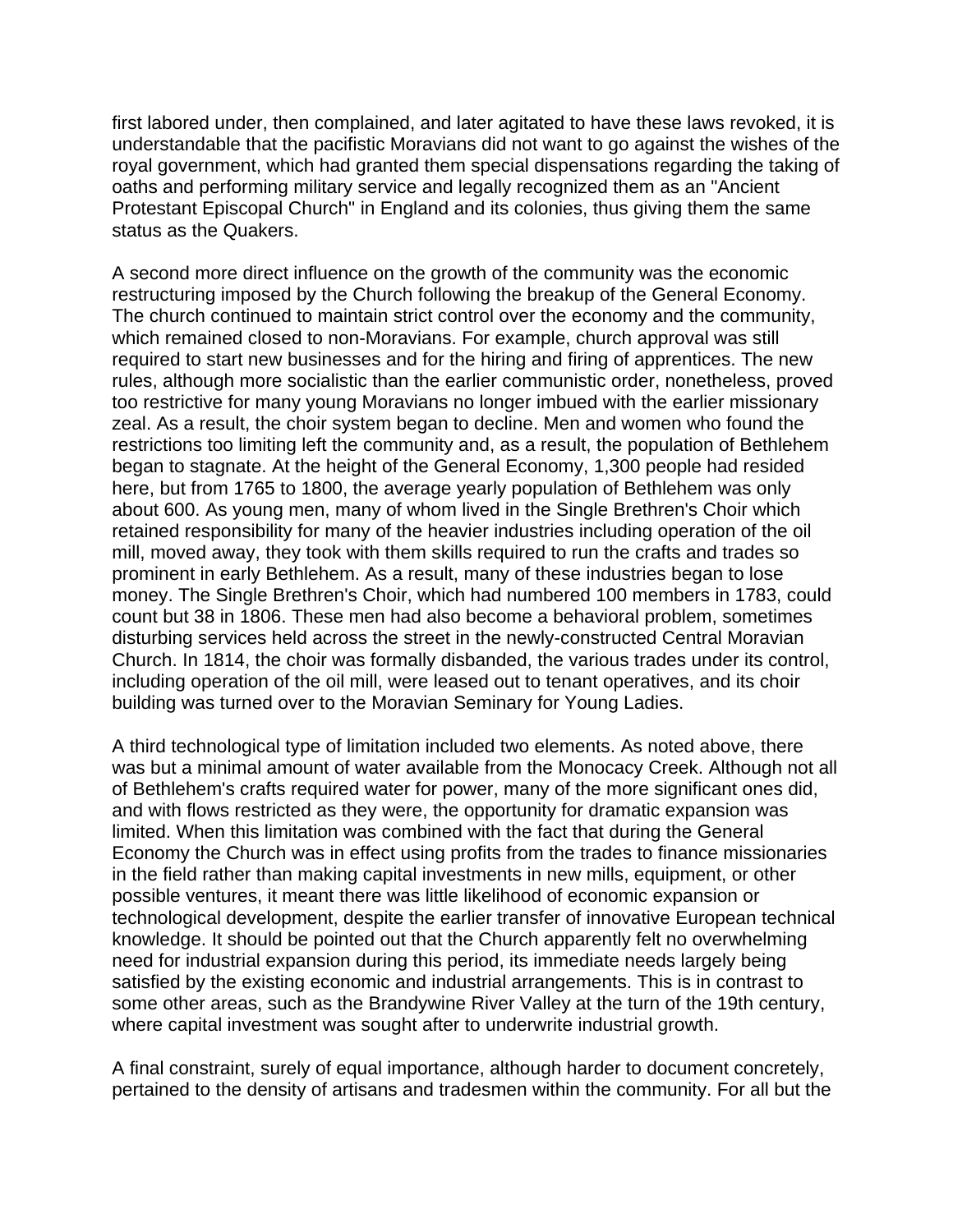first labored under, then complained, and later agitated to have these laws revoked, it is understandable that the pacifistic Moravians did not want to go against the wishes of the royal government, which had granted them special dispensations regarding the taking of oaths and performing military service and legally recognized them as an "Ancient Protestant Episcopal Church" in England and its colonies, thus giving them the same status as the Quakers.

A second more direct influence on the growth of the community was the economic restructuring imposed by the Church following the breakup of the General Economy. The church continued to maintain strict control over the economy and the community, which remained closed to non-Moravians. For example, church approval was still required to start new businesses and for the hiring and firing of apprentices. The new rules, although more socialistic than the earlier communistic order, nonetheless, proved too restrictive for many young Moravians no longer imbued with the earlier missionary zeal. As a result, the choir system began to decline. Men and women who found the restrictions too limiting left the community and, as a result, the population of Bethlehem began to stagnate. At the height of the General Economy, 1,300 people had resided here, but from 1765 to 1800, the average yearly population of Bethlehem was only about 600. As young men, many of whom lived in the Single Brethren's Choir which retained responsibility for many of the heavier industries including operation of the oil mill, moved away, they took with them skills required to run the crafts and trades so prominent in early Bethlehem. As a result, many of these industries began to lose money. The Single Brethren's Choir, which had numbered 100 members in 1783, could count but 38 in 1806. These men had also become a behavioral problem, sometimes disturbing services held across the street in the newly-constructed Central Moravian Church. In 1814, the choir was formally disbanded, the various trades under its control, including operation of the oil mill, were leased out to tenant operatives, and its choir building was turned over to the Moravian Seminary for Young Ladies.

A third technological type of limitation included two elements. As noted above, there was but a minimal amount of water available from the Monocacy Creek. Although not all of Bethlehem's crafts required water for power, many of the more significant ones did, and with flows restricted as they were, the opportunity for dramatic expansion was limited. When this limitation was combined with the fact that during the General Economy the Church was in effect using profits from the trades to finance missionaries in the field rather than making capital investments in new mills, equipment, or other possible ventures, it meant there was little likelihood of economic expansion or technological development, despite the earlier transfer of innovative European technical knowledge. It should be pointed out that the Church apparently felt no overwhelming need for industrial expansion during this period, its immediate needs largely being satisfied by the existing economic and industrial arrangements. This is in contrast to some other areas, such as the Brandywine River Valley at the turn of the 19th century, where capital investment was sought after to underwrite industrial growth.

A final constraint, surely of equal importance, although harder to document concretely, pertained to the density of artisans and tradesmen within the community. For all but the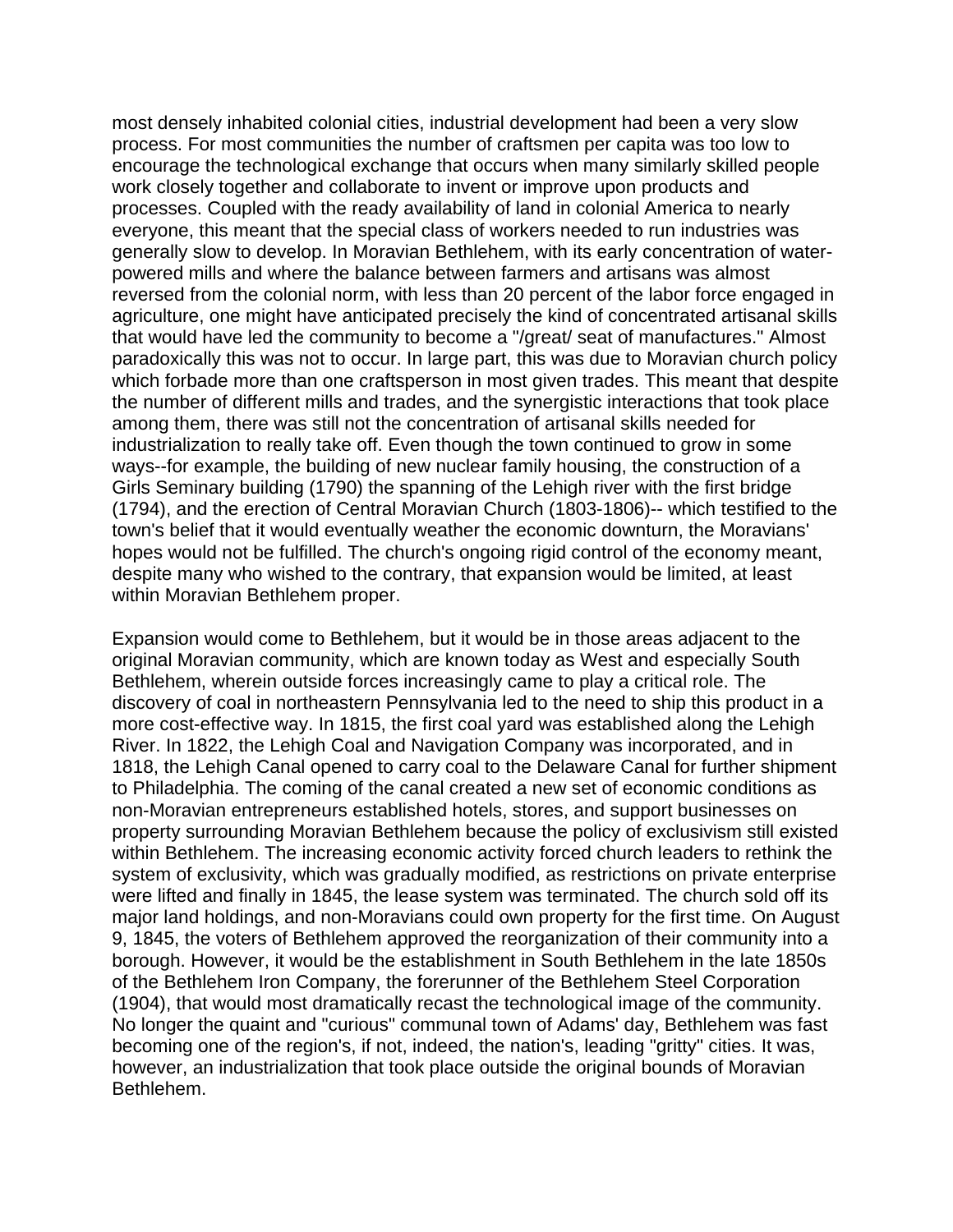most densely inhabited colonial cities, industrial development had been a very slow process. For most communities the number of craftsmen per capita was too low to encourage the technological exchange that occurs when many similarly skilled people work closely together and collaborate to invent or improve upon products and processes. Coupled with the ready availability of land in colonial America to nearly everyone, this meant that the special class of workers needed to run industries was generally slow to develop. In Moravian Bethlehem, with its early concentration of water-powered mills and where the balance between farmers and artisans was almost reversed from the colonial norm, with less than 20 percent of the labor force engaged in agriculture, one might have anticipated precisely the kind of concentrated artisanal skills that would have led the community to become a "/great/ seat of manufactures." Almost paradoxically this was not to occur. In large part, this was due to Moravian church policy which forbade more than one craftsperson in most given trades. This meant that despite the number of different mills and trades, and the synergistic interactions that took place among them, there was still not the concentration of artisanal skills needed for industrialization to really take off. Even though the town continued to grow in some ways--for example, the building of new nuclear family housing, the construction of a Girls Seminary building (1790) the spanning of the Lehigh river with the first bridge (1794), and the erection of Central Moravian Church (1803-1806)-- which testified to the town's belief that it would eventually weather the economic downturn, the Moravians' hopes would not be fulfilled. The church's ongoing rigid control of the economy meant, despite many who wished to the contrary, that expansion would be limited, at least within Moravian Bethlehem proper.

Expansion would come to Bethlehem, but it would be in those areas adjacent to the original Moravian community, which are known today as West and especially South Bethlehem, wherein outside forces increasingly came to play a critical role. The discovery of coal in northeastern Pennsylvania led to the need to ship this product in a more cost-effective way. In 1815, the first coal yard was established along the Lehigh River. In 1822, the Lehigh Coal and Navigation Company was incorporated, and in 1818, the Lehigh Canal opened to carry coal to the Delaware Canal for further shipment to Philadelphia. The coming of the canal created a new set of economic conditions as non-Moravian entrepreneurs established hotels, stores, and support businesses on property surrounding Moravian Bethlehem because the policy of exclusivism still existed within Bethlehem. The increasing economic activity forced church leaders to rethink the system of exclusivity, which was gradually modified, as restrictions on private enterprise were lifted and finally in 1845, the lease system was terminated. The church sold off its major land holdings, and non-Moravians could own property for the first time. On August 9, 1845, the voters of Bethlehem approved the reorganization of their community into a borough. However, it would be the establishment in South Bethlehem in the late 1850s of the Bethlehem Iron Company, the forerunner of the Bethlehem Steel Corporation (1904), that would most dramatically recast the technological image of the community. No longer the quaint and "curious" communal town of Adams' day, Bethlehem was fast becoming one of the region's, if not, indeed, the nation's, leading "gritty" cities. It was, however, an industrialization that took place outside the original bounds of Moravian Bethlehem.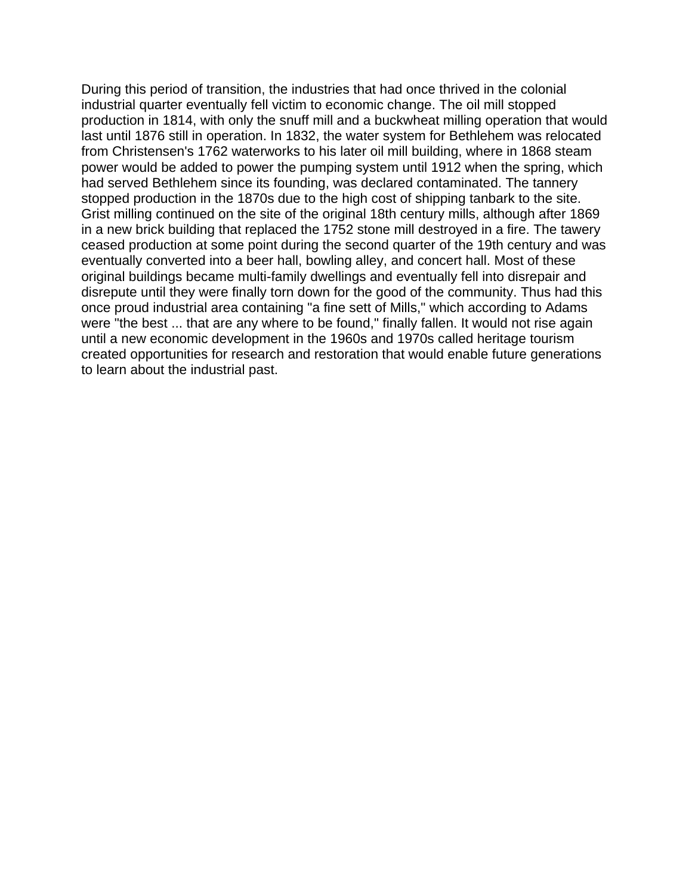During this period of transition, the industries that had once thrived in the colonial industrial quarter eventually fell victim to economic change. The oil mill stopped production in 1814, with only the snuff mill and a buckwheat milling operation that would last until 1876 still in operation. In 1832, the water system for Bethlehem was relocated from Christensen's 1762 waterworks to his later oil mill building, where in 1868 steam power would be added to power the pumping system until 1912 when the spring, which had served Bethlehem since its founding, was declared contaminated. The tannery stopped production in the 1870s due to the high cost of shipping tanbark to the site. Grist milling continued on the site of the original 18th century mills, although after 1869 in a new brick building that replaced the 1752 stone mill destroyed in a fire. The tawery ceased production at some point during the second quarter of the 19th century and was eventually converted into a beer hall, bowling alley, and concert hall. Most of these original buildings became multi-family dwellings and eventually fell into disrepair and disrepute until they were finally torn down for the good of the community. Thus had this once proud industrial area containing "a fine sett of Mills," which according to Adams were "the best ... that are any where to be found," finally fallen. It would not rise again until a new economic development in the 1960s and 1970s called heritage tourism created opportunities for research and restoration that would enable future generations to learn about the industrial past.